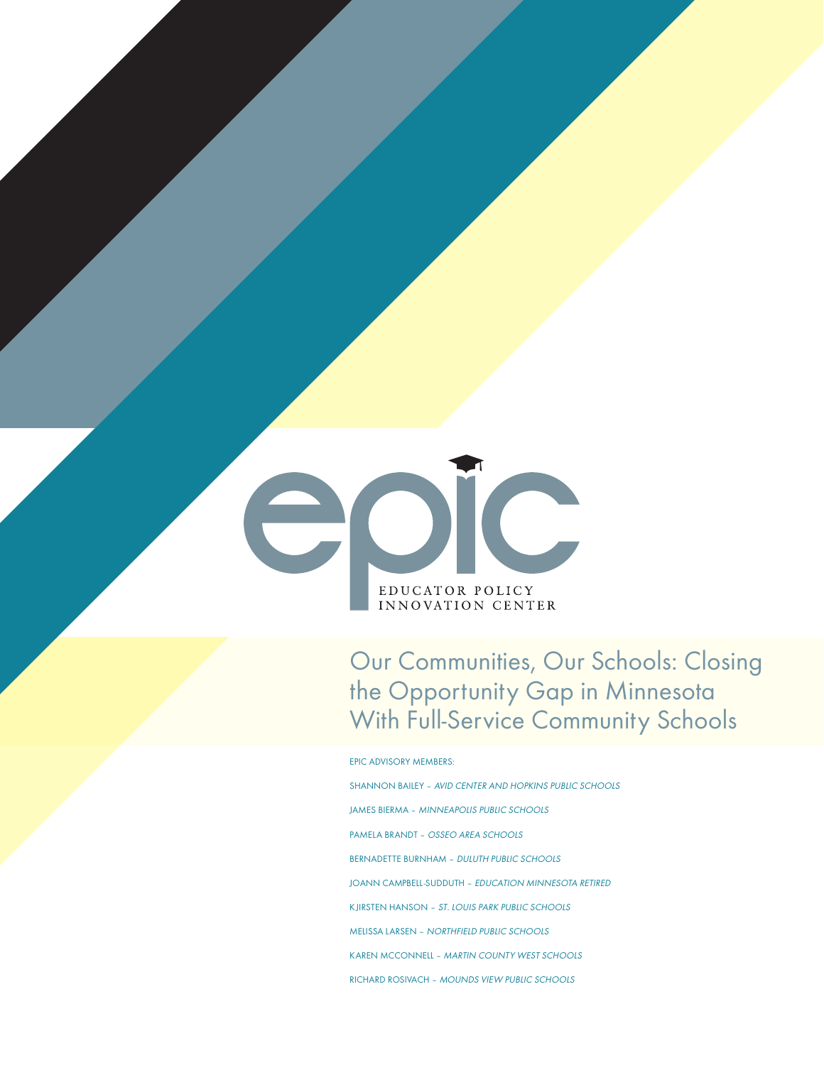EPIC

EDUCATOR POLICY INNOVATION CENTER

# Our Communities, Our Schools: Closing the Opportunity Gap in Minnesota With Full-Service Community Schools

EPIC ADVISORY MEMBERS:

SHANNON BAILEY – *AVID CENTER AND HOPKINS PUBLIC SCHOOLS*

JAMES BIERMA – *MINNEAPOLIS PUBLIC SCHOOLS*

PAMELA BRANDT – *OSSEO AREA SCHOOLS*

BERNADETTE BURNHAM – *DULUTH PUBLIC SCHOOLS*

JOANN CAMPBELL-SUDDUTH – *EDUCATION MINNESOTA RETIRED*

KJIRSTEN HANSON – *ST. LOUIS PARK PUBLIC SCHOOLS*

MELISSA LARSEN – *NORTHFIELD PUBLIC SCHOOLS*

KAREN MCCONNELL – *MARTIN COUNTY WEST SCHOOLS*

RICHARD ROSIVACH – *MOUNDS VIEW PUBLIC SCHOOLS*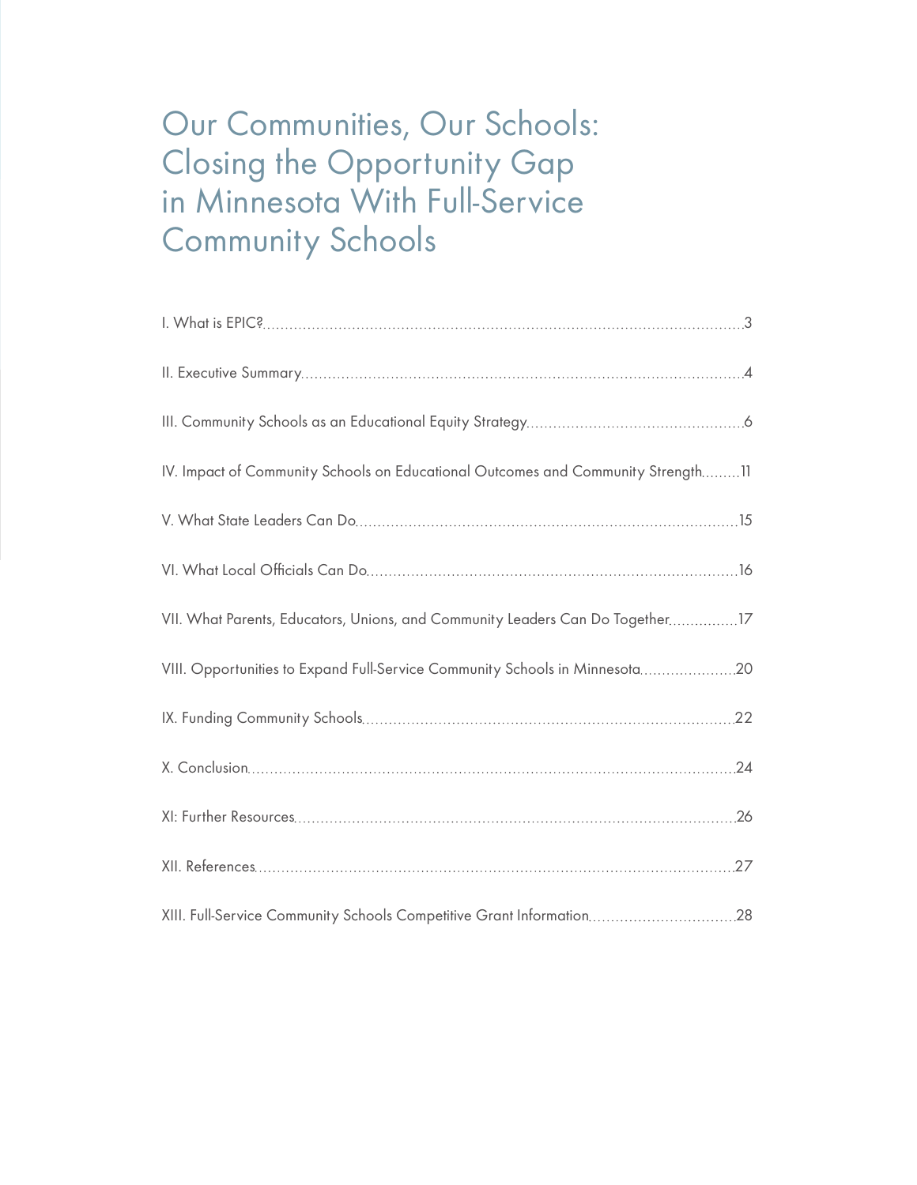# Our Communities, Our Schools: Closing the Opportunity Gap in Minnesota With Full-Service Community Schools

I. What is EPIC? .......... 3

II. Executive Summary .......... 4

III. Community Schools as an Educational Equity Strategy .......... 6

IV. Impact of Community Schools on Educational Outcomes and Community Strength .......... 11

V. What State Leaders Can Do .......... 15

VI. What Local Officials Can Do .......... 16

VII. What Parents, Educators, Unions, and Community Leaders Can Do Together .......... 17

VIII. Opportunities to Expand Full-Service Community Schools in Minnesota .......... 20

IX. Funding Community Schools .......... 22

X. Conclusion .......... 24

XI: Further Resources .......... 26

XII. References .......... 27

XIII. Full-Service Community Schools Competitive Grant Information .......... 28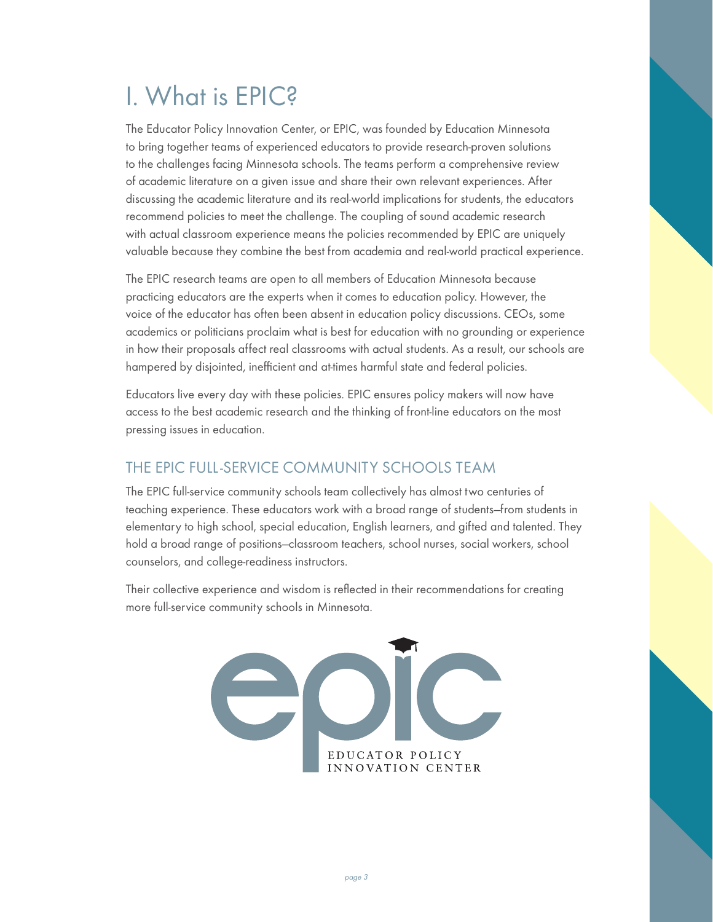# I. What is EPIC?

The Educator Policy Innovation Center, or EPIC, was founded by Education Minnesota to bring together teams of experienced educators to provide research-proven solutions to the challenges facing Minnesota schools. The teams perform a comprehensive review of academic literature on a given issue and share their own relevant experiences. After discussing the academic literature and its real-world implications for students, the educators recommend policies to meet the challenge. The coupling of sound academic research with actual classroom experience means the policies recommended by EPIC are uniquely valuable because they combine the best from academia and real-world practical experience.

The EPIC research teams are open to all members of Education Minnesota because practicing educators are the experts when it comes to education policy. However, the voice of the educator has often been absent in education policy discussions. CEOs, some academics or politicians proclaim what is best for education with no grounding or experience in how their proposals affect real classrooms with actual students. As a result, our schools are hampered by disjointed, inefficient and at-times harmful state and federal policies.

Educators live every day with these policies. EPIC ensures policy makers will now have access to the best academic research and the thinking of front-line educators on the most pressing issues in education.

## THE EPIC FULL-SERVICE COMMUNITY SCHOOLS TEAM

The EPIC full-service community schools team collectively has almost two centuries of teaching experience. These educators work with a broad range of students—from students in elementary to high school, special education, English learners, and gifted and talented. They hold a broad range of positions—classroom teachers, school nurses, social workers, school counselors, and college-readiness instructors.

Their collective experience and wisdom is reflected in their recommendations for creating more full-service community schools in Minnesota.

EDUCATOR POLICY INNOVATION CENTER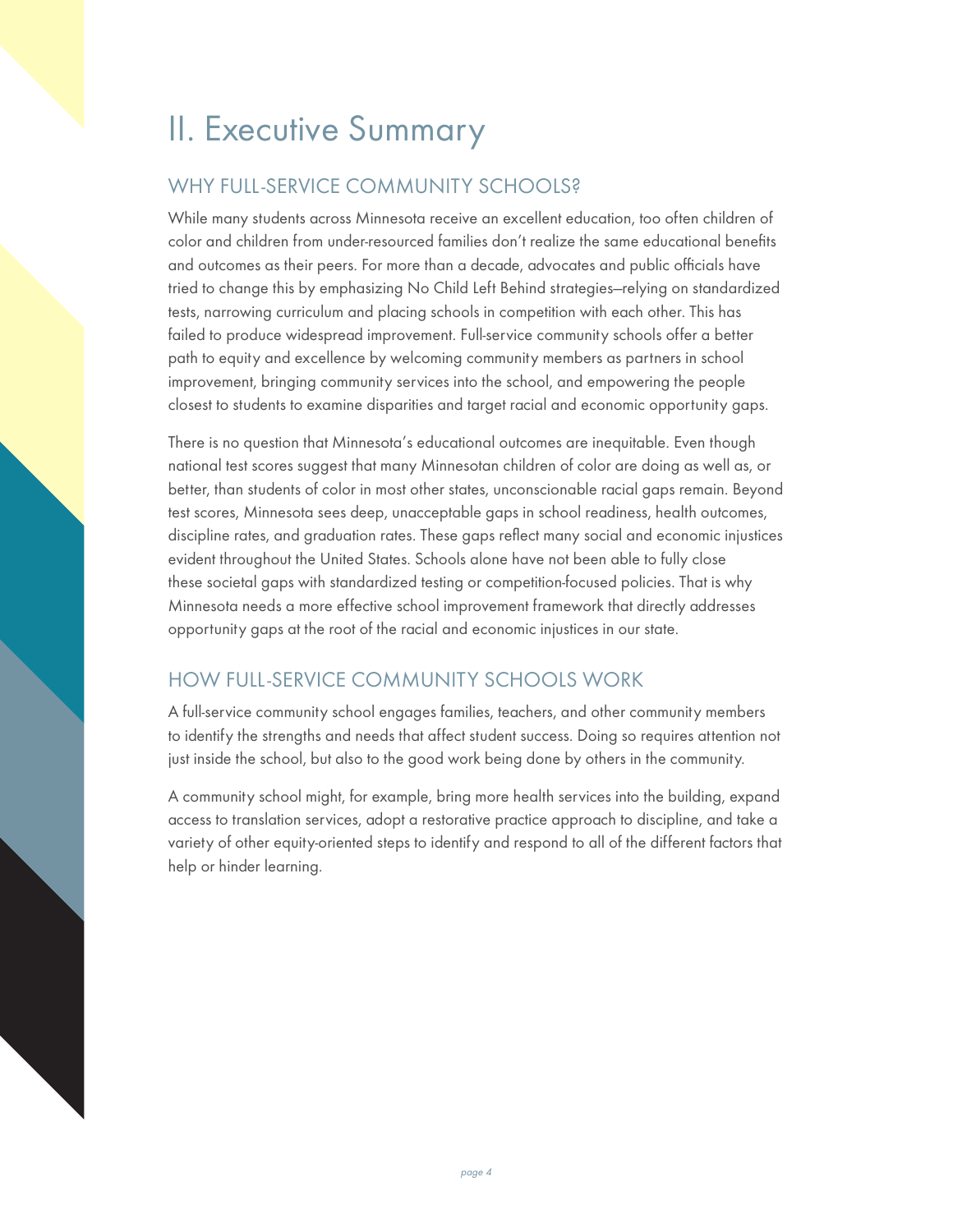# II. Executive Summary

## WHY FULL-SERVICE COMMUNITY SCHOOLS?

While many students across Minnesota receive an excellent education, too often children of color and children from under-resourced families don't realize the same educational benefits and outcomes as their peers. For more than a decade, advocates and public officials have tried to change this by emphasizing No Child Left Behind strategies—relying on standardized tests, narrowing curriculum and placing schools in competition with each other. This has failed to produce widespread improvement. Full-service community schools offer a better path to equity and excellence by welcoming community members as partners in school improvement, bringing community services into the school, and empowering the people closest to students to examine disparities and target racial and economic opportunity gaps.

There is no question that Minnesota's educational outcomes are inequitable. Even though national test scores suggest that many Minnesotan children of color are doing as well as, or better, than students of color in most other states, unconscionable racial gaps remain. Beyond test scores, Minnesota sees deep, unacceptable gaps in school readiness, health outcomes, discipline rates, and graduation rates. These gaps reflect many social and economic injustices evident throughout the United States. Schools alone have not been able to fully close these societal gaps with standardized testing or competition-focused policies. That is why Minnesota needs a more effective school improvement framework that directly addresses opportunity gaps at the root of the racial and economic injustices in our state.

## HOW FULL-SERVICE COMMUNITY SCHOOLS WORK

A full-service community school engages families, teachers, and other community members to identify the strengths and needs that affect student success. Doing so requires attention not just inside the school, but also to the good work being done by others in the community.

A community school might, for example, bring more health services into the building, expand access to translation services, adopt a restorative practice approach to discipline, and take a variety of other equity-oriented steps to identify and respond to all of the different factors that help or hinder learning.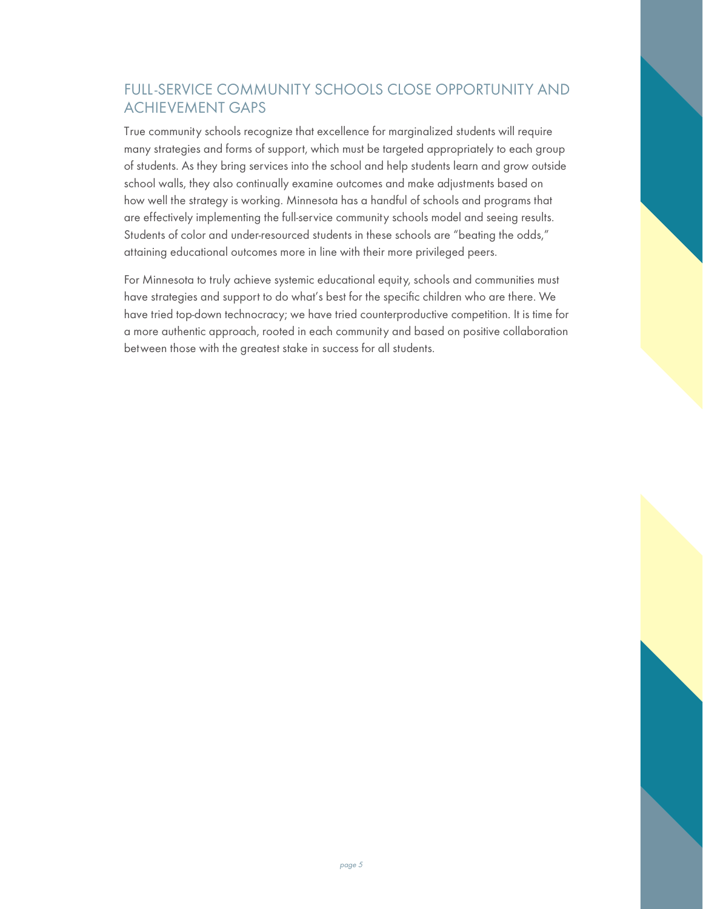## FULL-SERVICE COMMUNITY SCHOOLS CLOSE OPPORTUNITY AND ACHIEVEMENT GAPS

True community schools recognize that excellence for marginalized students will require many strategies and forms of support, which must be targeted appropriately to each group of students. As they bring services into the school and help students learn and grow outside school walls, they also continually examine outcomes and make adjustments based on how well the strategy is working. Minnesota has a handful of schools and programs that are effectively implementing the full-service community schools model and seeing results. Students of color and under-resourced students in these schools are "beating the odds," attaining educational outcomes more in line with their more privileged peers.

For Minnesota to truly achieve systemic educational equity, schools and communities must have strategies and support to do what's best for the specific children who are there. We have tried top-down technocracy; we have tried counterproductive competition. It is time for a more authentic approach, rooted in each community and based on positive collaboration between those with the greatest stake in success for all students.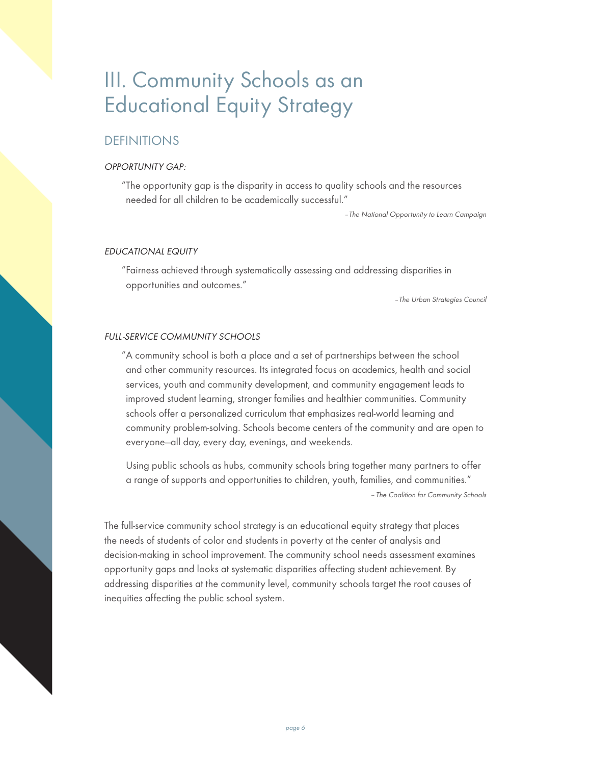# III. Community Schools as an Educational Equity Strategy

## DEFINITIONS

*OPPORTUNITY GAP:*

> "The opportunity gap is the disparity in access to quality schools and the resources needed for all children to be academically successful."
>
> *– The National Opportunity to Learn Campaign*

*EDUCATIONAL EQUITY*

> "Fairness achieved through systematically assessing and addressing disparities in opportunities and outcomes."
>
> *– The Urban Strategies Council*

*FULL-SERVICE COMMUNITY SCHOOLS*

> "A community school is both a place and a set of partnerships between the school and other community resources. Its integrated focus on academics, health and social services, youth and community development, and community engagement leads to improved student learning, stronger families and healthier communities. Community schools offer a personalized curriculum that emphasizes real-world learning and community problem-solving. Schools become centers of the community and are open to everyone—all day, every day, evenings, and weekends.
>
> Using public schools as hubs, community schools bring together many partners to offer a range of supports and opportunities to children, youth, families, and communities."
>
> *– The Coalition for Community Schools*

The full-service community school strategy is an educational equity strategy that places the needs of students of color and students in poverty at the center of analysis and decision-making in school improvement. The community school needs assessment examines opportunity gaps and looks at systematic disparities affecting student achievement. By addressing disparities at the community level, community schools target the root causes of inequities affecting the public school system.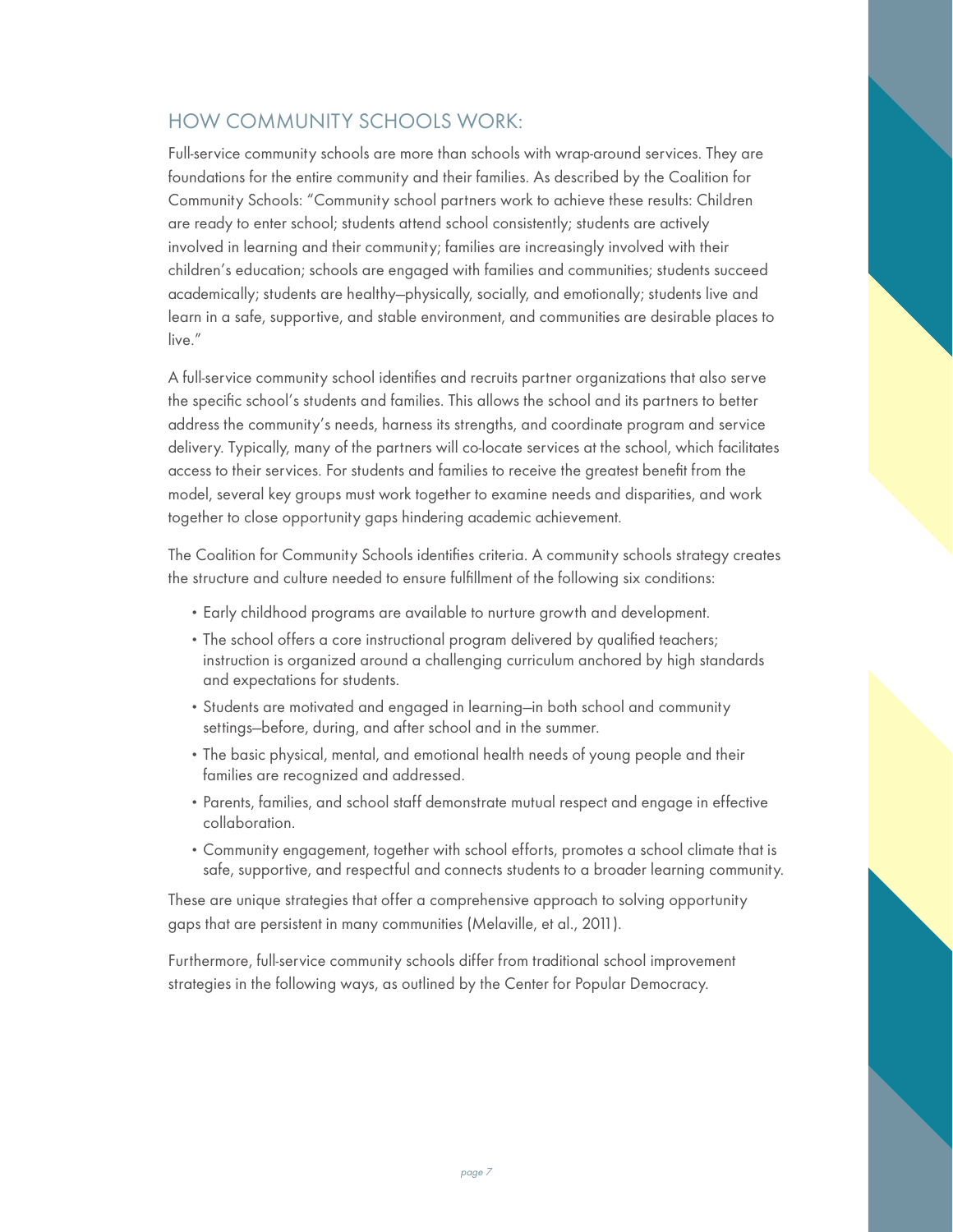## HOW COMMUNITY SCHOOLS WORK:

Full-service community schools are more than schools with wrap-around services. They are foundations for the entire community and their families. As described by the Coalition for Community Schools: "Community school partners work to achieve these results: Children are ready to enter school; students attend school consistently; students are actively involved in learning and their community; families are increasingly involved with their children's education; schools are engaged with families and communities; students succeed academically; students are healthy—physically, socially, and emotionally; students live and learn in a safe, supportive, and stable environment, and communities are desirable places to live."

A full-service community school identifies and recruits partner organizations that also serve the specific school's students and families. This allows the school and its partners to better address the community's needs, harness its strengths, and coordinate program and service delivery. Typically, many of the partners will co-locate services at the school, which facilitates access to their services. For students and families to receive the greatest benefit from the model, several key groups must work together to examine needs and disparities, and work together to close opportunity gaps hindering academic achievement.

The Coalition for Community Schools identifies criteria. A community schools strategy creates the structure and culture needed to ensure fulfillment of the following six conditions:

- Early childhood programs are available to nurture growth and development.
- The school offers a core instructional program delivered by qualified teachers; instruction is organized around a challenging curriculum anchored by high standards and expectations for students.
- Students are motivated and engaged in learning—in both school and community settings—before, during, and after school and in the summer.
- The basic physical, mental, and emotional health needs of young people and their families are recognized and addressed.
- Parents, families, and school staff demonstrate mutual respect and engage in effective collaboration.
- Community engagement, together with school efforts, promotes a school climate that is safe, supportive, and respectful and connects students to a broader learning community.

These are unique strategies that offer a comprehensive approach to solving opportunity gaps that are persistent in many communities (Melaville, et al., 2011).

Furthermore, full-service community schools differ from traditional school improvement strategies in the following ways, as outlined by the Center for Popular Democracy.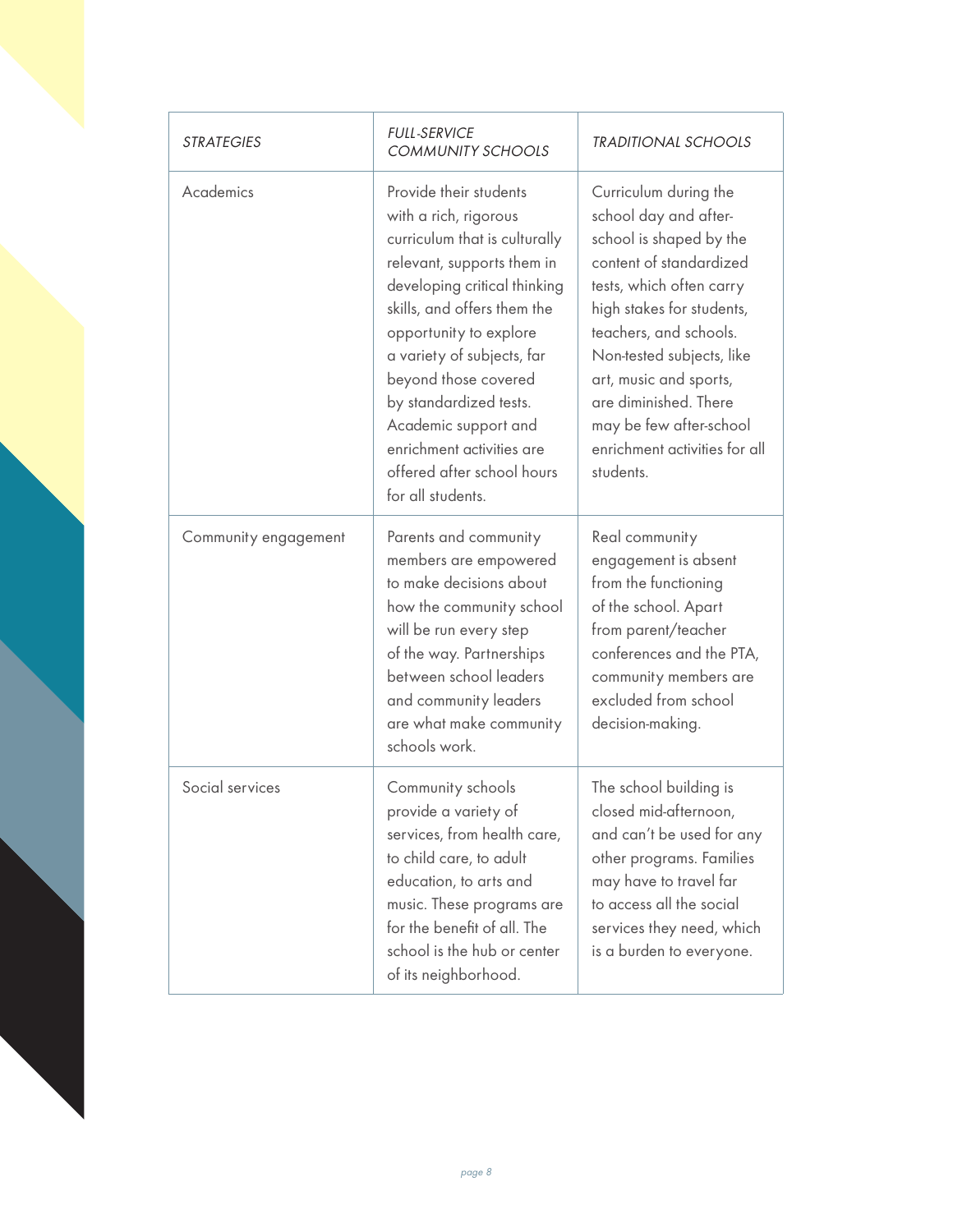| *STRATEGIES* | *FULL-SERVICE COMMUNITY SCHOOLS* | *TRADITIONAL SCHOOLS* |
|---|---|---|
| Academics | Provide their students with a rich, rigorous curriculum that is culturally relevant, supports them in developing critical thinking skills, and offers them the opportunity to explore a variety of subjects, far beyond those covered by standardized tests. Academic support and enrichment activities are offered after school hours for all students. | Curriculum during the school day and after-school is shaped by the content of standardized tests, which often carry high stakes for students, teachers, and schools. Non-tested subjects, like art, music and sports, are diminished. There may be few after-school enrichment activities for all students. |
| Community engagement | Parents and community members are empowered to make decisions about how the community school will be run every step of the way. Partnerships between school leaders and community leaders are what make community schools work. | Real community engagement is absent from the functioning of the school. Apart from parent/teacher conferences and the PTA, community members are excluded from school decision-making. |
| Social services | Community schools provide a variety of services, from health care, to child care, to adult education, to arts and music. These programs are for the benefit of all. The school is the hub or center of its neighborhood. | The school building is closed mid-afternoon, and can't be used for any other programs. Families may have to travel far to access all the social services they need, which is a burden to everyone. |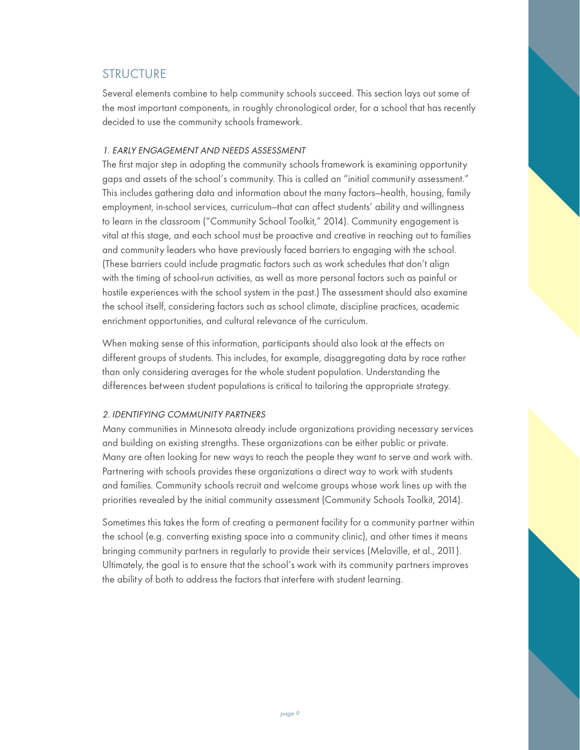## STRUCTURE

Several elements combine to help community schools succeed. This section lays out some of the most important components, in roughly chronological order, for a school that has recently decided to use the community schools framework.

### *1. EARLY ENGAGEMENT AND NEEDS ASSESSMENT*

The first major step in adopting the community schools framework is examining opportunity gaps and assets of the school's community. This is called an "initial community assessment." This includes gathering data and information about the many factors—health, housing, family employment, in-school services, curriculum—that can affect students' ability and willingness to learn in the classroom ("Community School Toolkit," 2014). Community engagement is vital at this stage, and each school must be proactive and creative in reaching out to families and community leaders who have previously faced barriers to engaging with the school. (These barriers could include pragmatic factors such as work schedules that don't align with the timing of school-run activities, as well as more personal factors such as painful or hostile experiences with the school system in the past.) The assessment should also examine the school itself, considering factors such as school climate, discipline practices, academic enrichment opportunities, and cultural relevance of the curriculum.

When making sense of this information, participants should also look at the effects on different groups of students. This includes, for example, disaggregating data by race rather than only considering averages for the whole student population. Understanding the differences between student populations is critical to tailoring the appropriate strategy.

### *2. IDENTIFYING COMMUNITY PARTNERS*

Many communities in Minnesota already include organizations providing necessary services and building on existing strengths. These organizations can be either public or private. Many are often looking for new ways to reach the people they want to serve and work with. Partnering with schools provides these organizations a direct way to work with students and families. Community schools recruit and welcome groups whose work lines up with the priorities revealed by the initial community assessment (Community Schools Toolkit, 2014).

Sometimes this takes the form of creating a permanent facility for a community partner within the school (e.g. converting existing space into a community clinic), and other times it means bringing community partners in regularly to provide their services (Melaville, et al., 2011). Ultimately, the goal is to ensure that the school's work with its community partners improves the ability of both to address the factors that interfere with student learning.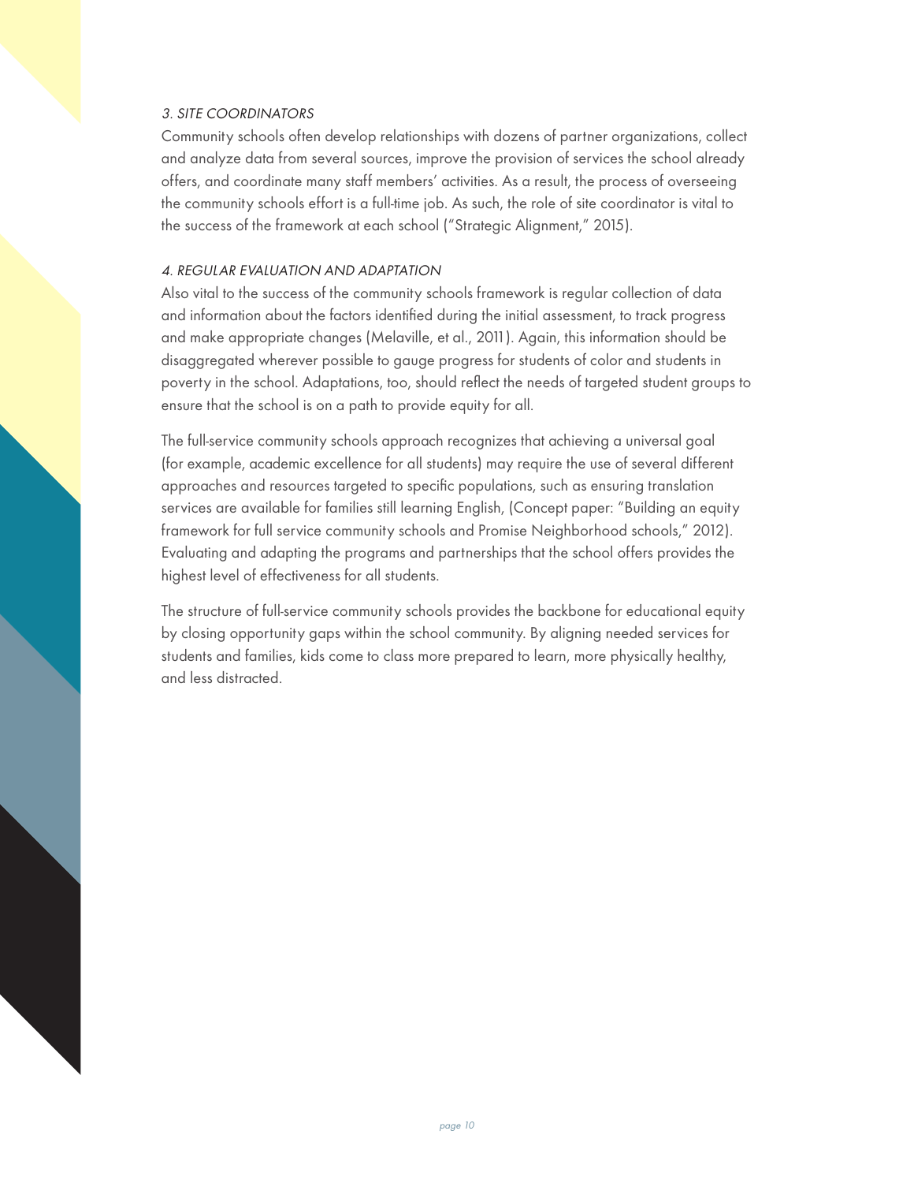*3. SITE COORDINATORS*

Community schools often develop relationships with dozens of partner organizations, collect and analyze data from several sources, improve the provision of services the school already offers, and coordinate many staff members' activities. As a result, the process of overseeing the community schools effort is a full-time job. As such, the role of site coordinator is vital to the success of the framework at each school ("Strategic Alignment," 2015).

*4. REGULAR EVALUATION AND ADAPTATION*

Also vital to the success of the community schools framework is regular collection of data and information about the factors identified during the initial assessment, to track progress and make appropriate changes (Melaville, et al., 2011). Again, this information should be disaggregated wherever possible to gauge progress for students of color and students in poverty in the school. Adaptations, too, should reflect the needs of targeted student groups to ensure that the school is on a path to provide equity for all.

The full-service community schools approach recognizes that achieving a universal goal (for example, academic excellence for all students) may require the use of several different approaches and resources targeted to specific populations, such as ensuring translation services are available for families still learning English, (Concept paper: "Building an equity framework for full service community schools and Promise Neighborhood schools," 2012). Evaluating and adapting the programs and partnerships that the school offers provides the highest level of effectiveness for all students.

The structure of full-service community schools provides the backbone for educational equity by closing opportunity gaps within the school community. By aligning needed services for students and families, kids come to class more prepared to learn, more physically healthy, and less distracted.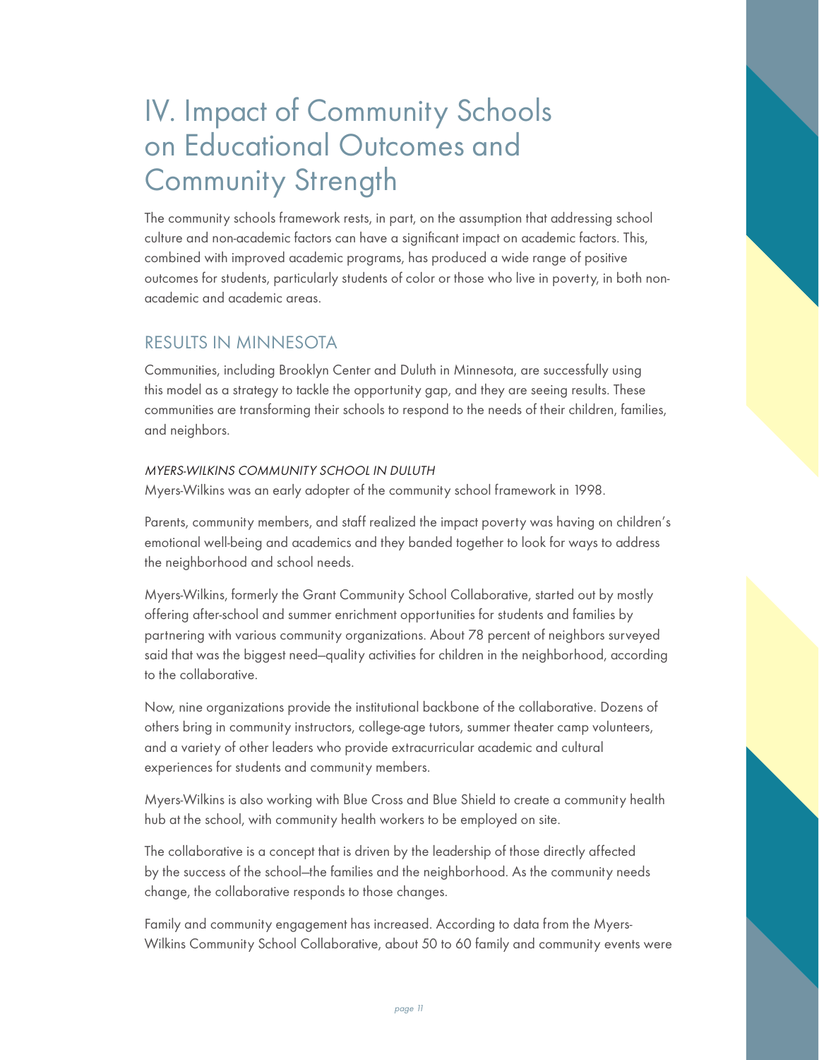# IV. Impact of Community Schools on Educational Outcomes and Community Strength

The community schools framework rests, in part, on the assumption that addressing school culture and non-academic factors can have a significant impact on academic factors. This, combined with improved academic programs, has produced a wide range of positive outcomes for students, particularly students of color or those who live in poverty, in both non-academic and academic areas.

## RESULTS IN MINNESOTA

Communities, including Brooklyn Center and Duluth in Minnesota, are successfully using this model as a strategy to tackle the opportunity gap, and they are seeing results. These communities are transforming their schools to respond to the needs of their children, families, and neighbors.

*MYERS-WILKINS COMMUNITY SCHOOL IN DULUTH*

Myers-Wilkins was an early adopter of the community school framework in 1998.

Parents, community members, and staff realized the impact poverty was having on children's emotional well-being and academics and they banded together to look for ways to address the neighborhood and school needs.

Myers-Wilkins, formerly the Grant Community School Collaborative, started out by mostly offering after-school and summer enrichment opportunities for students and families by partnering with various community organizations. About 78 percent of neighbors surveyed said that was the biggest need—quality activities for children in the neighborhood, according to the collaborative.

Now, nine organizations provide the institutional backbone of the collaborative. Dozens of others bring in community instructors, college-age tutors, summer theater camp volunteers, and a variety of other leaders who provide extracurricular academic and cultural experiences for students and community members.

Myers-Wilkins is also working with Blue Cross and Blue Shield to create a community health hub at the school, with community health workers to be employed on site.

The collaborative is a concept that is driven by the leadership of those directly affected by the success of the school—the families and the neighborhood. As the community needs change, the collaborative responds to those changes.

Family and community engagement has increased. According to data from the Myers-Wilkins Community School Collaborative, about 50 to 60 family and community events were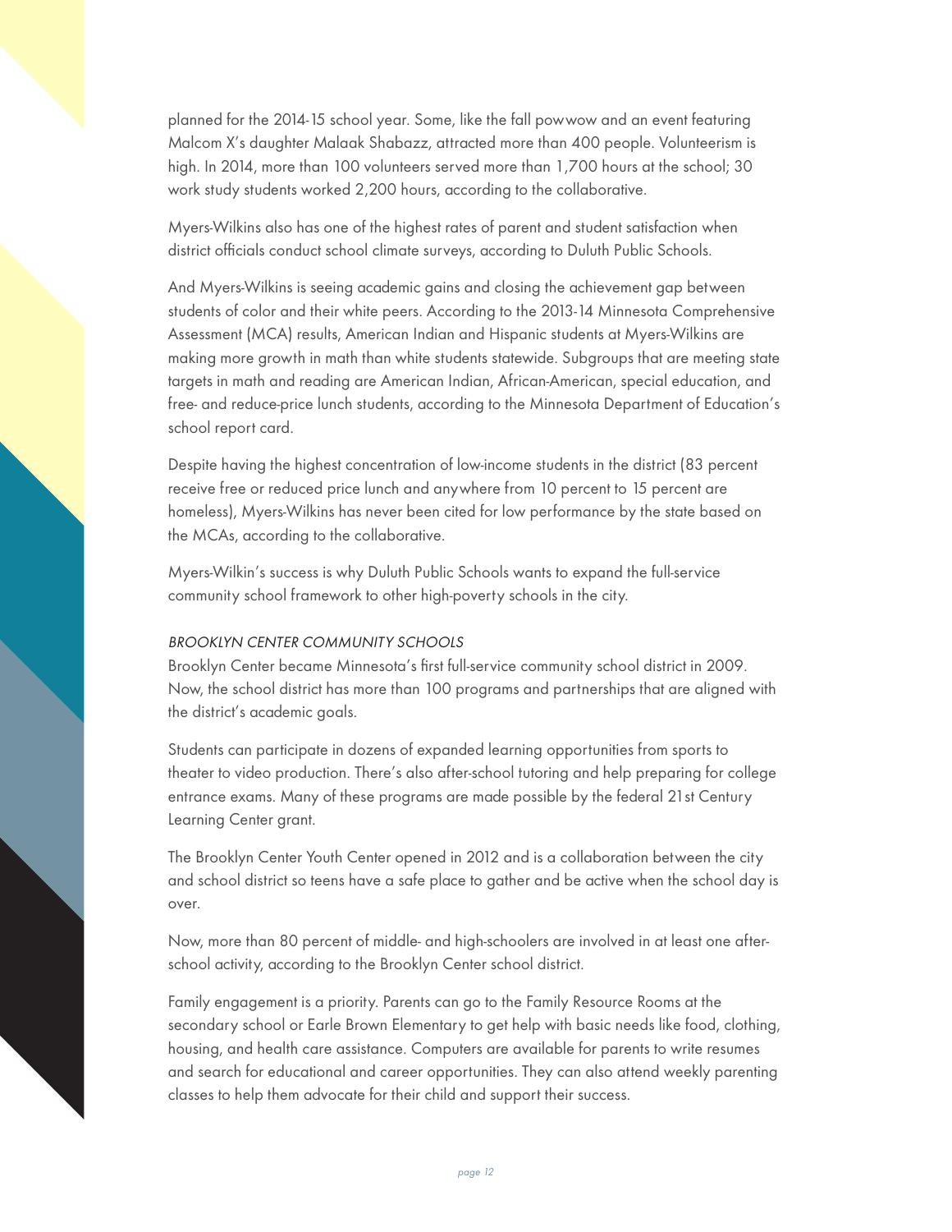planned for the 2014-15 school year. Some, like the fall powwow and an event featuring Malcom X's daughter Malaak Shabazz, attracted more than 400 people. Volunteerism is high. In 2014, more than 100 volunteers served more than 1,700 hours at the school; 30 work study students worked 2,200 hours, according to the collaborative.

Myers-Wilkins also has one of the highest rates of parent and student satisfaction when district officials conduct school climate surveys, according to Duluth Public Schools.

And Myers-Wilkins is seeing academic gains and closing the achievement gap between students of color and their white peers. According to the 2013-14 Minnesota Comprehensive Assessment (MCA) results, American Indian and Hispanic students at Myers-Wilkins are making more growth in math than white students statewide. Subgroups that are meeting state targets in math and reading are American Indian, African-American, special education, and free- and reduce-price lunch students, according to the Minnesota Department of Education's school report card.

Despite having the highest concentration of low-income students in the district (83 percent receive free or reduced price lunch and anywhere from 10 percent to 15 percent are homeless), Myers-Wilkins has never been cited for low performance by the state based on the MCAs, according to the collaborative.

Myers-Wilkin's success is why Duluth Public Schools wants to expand the full-service community school framework to other high-poverty schools in the city.

*BROOKLYN CENTER COMMUNITY SCHOOLS*

Brooklyn Center became Minnesota's first full-service community school district in 2009. Now, the school district has more than 100 programs and partnerships that are aligned with the district's academic goals.

Students can participate in dozens of expanded learning opportunities from sports to theater to video production. There's also after-school tutoring and help preparing for college entrance exams. Many of these programs are made possible by the federal 21st Century Learning Center grant.

The Brooklyn Center Youth Center opened in 2012 and is a collaboration between the city and school district so teens have a safe place to gather and be active when the school day is over.

Now, more than 80 percent of middle- and high-schoolers are involved in at least one after-school activity, according to the Brooklyn Center school district.

Family engagement is a priority. Parents can go to the Family Resource Rooms at the secondary school or Earle Brown Elementary to get help with basic needs like food, clothing, housing, and health care assistance. Computers are available for parents to write resumes and search for educational and career opportunities. They can also attend weekly parenting classes to help them advocate for their child and support their success.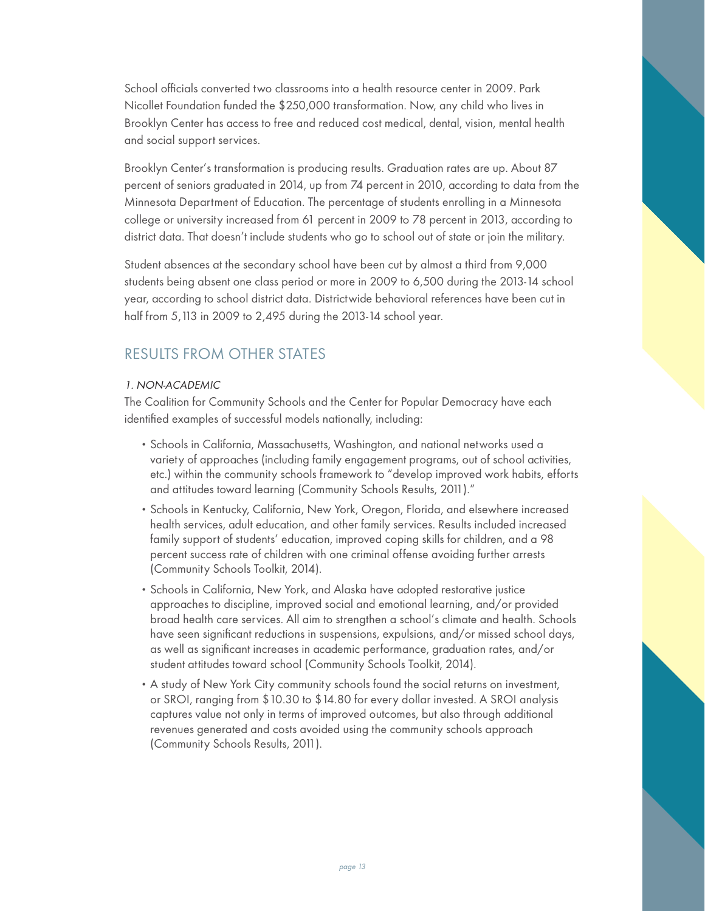School officials converted two classrooms into a health resource center in 2009. Park Nicollet Foundation funded the $250,000 transformation. Now, any child who lives in Brooklyn Center has access to free and reduced cost medical, dental, vision, mental health and social support services.

Brooklyn Center's transformation is producing results. Graduation rates are up. About 87 percent of seniors graduated in 2014, up from 74 percent in 2010, according to data from the Minnesota Department of Education. The percentage of students enrolling in a Minnesota college or university increased from 61 percent in 2009 to 78 percent in 2013, according to district data. That doesn't include students who go to school out of state or join the military.

Student absences at the secondary school have been cut by almost a third from 9,000 students being absent one class period or more in 2009 to 6,500 during the 2013-14 school year, according to school district data. Districtwide behavioral references have been cut in half from 5,113 in 2009 to 2,495 during the 2013-14 school year.

## RESULTS FROM OTHER STATES

### *1. NON-ACADEMIC*

The Coalition for Community Schools and the Center for Popular Democracy have each identified examples of successful models nationally, including:

- Schools in California, Massachusetts, Washington, and national networks used a variety of approaches (including family engagement programs, out of school activities, etc.) within the community schools framework to "develop improved work habits, efforts and attitudes toward learning (Community Schools Results, 2011)."
- Schools in Kentucky, California, New York, Oregon, Florida, and elsewhere increased health services, adult education, and other family services. Results included increased family support of students' education, improved coping skills for children, and a 98 percent success rate of children with one criminal offense avoiding further arrests (Community Schools Toolkit, 2014).
- Schools in California, New York, and Alaska have adopted restorative justice approaches to discipline, improved social and emotional learning, and/or provided broad health care services. All aim to strengthen a school's climate and health. Schools have seen significant reductions in suspensions, expulsions, and/or missed school days, as well as significant increases in academic performance, graduation rates, and/or student attitudes toward school (Community Schools Toolkit, 2014).
- A study of New York City community schools found the social returns on investment, or SROI, ranging from $10.30 to $14.80 for every dollar invested. A SROI analysis captures value not only in terms of improved outcomes, but also through additional revenues generated and costs avoided using the community schools approach (Community Schools Results, 2011).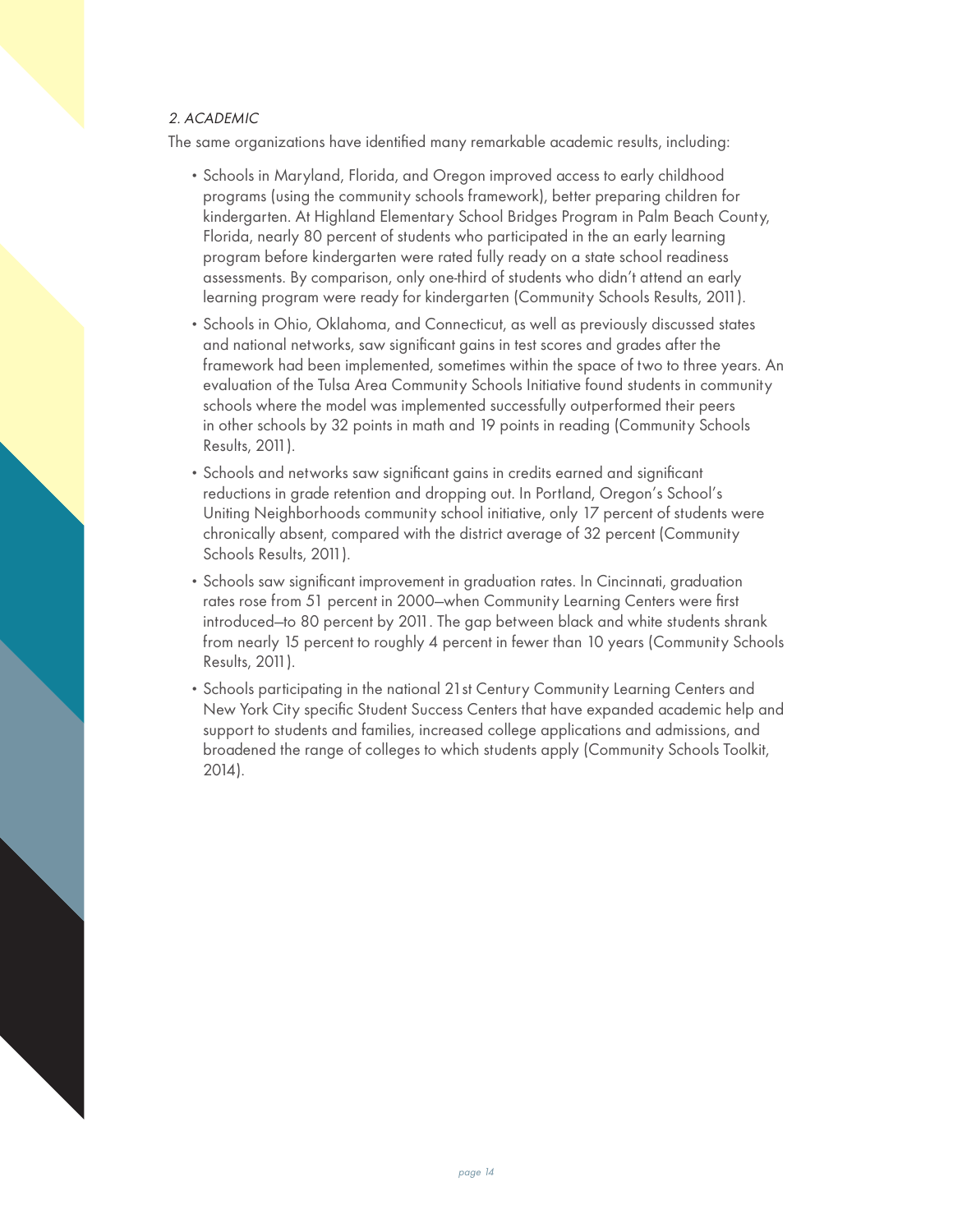*2. ACADEMIC*

The same organizations have identified many remarkable academic results, including:

- Schools in Maryland, Florida, and Oregon improved access to early childhood programs (using the community schools framework), better preparing children for kindergarten. At Highland Elementary School Bridges Program in Palm Beach County, Florida, nearly 80 percent of students who participated in the an early learning program before kindergarten were rated fully ready on a state school readiness assessments. By comparison, only one-third of students who didn't attend an early learning program were ready for kindergarten (Community Schools Results, 2011).
- Schools in Ohio, Oklahoma, and Connecticut, as well as previously discussed states and national networks, saw significant gains in test scores and grades after the framework had been implemented, sometimes within the space of two to three years. An evaluation of the Tulsa Area Community Schools Initiative found students in community schools where the model was implemented successfully outperformed their peers in other schools by 32 points in math and 19 points in reading (Community Schools Results, 2011).
- Schools and networks saw significant gains in credits earned and significant reductions in grade retention and dropping out. In Portland, Oregon's School's Uniting Neighborhoods community school initiative, only 17 percent of students were chronically absent, compared with the district average of 32 percent (Community Schools Results, 2011).
- Schools saw significant improvement in graduation rates. In Cincinnati, graduation rates rose from 51 percent in 2000—when Community Learning Centers were first introduced—to 80 percent by 2011. The gap between black and white students shrank from nearly 15 percent to roughly 4 percent in fewer than 10 years (Community Schools Results, 2011).
- Schools participating in the national 21st Century Community Learning Centers and New York City specific Student Success Centers that have expanded academic help and support to students and families, increased college applications and admissions, and broadened the range of colleges to which students apply (Community Schools Toolkit, 2014).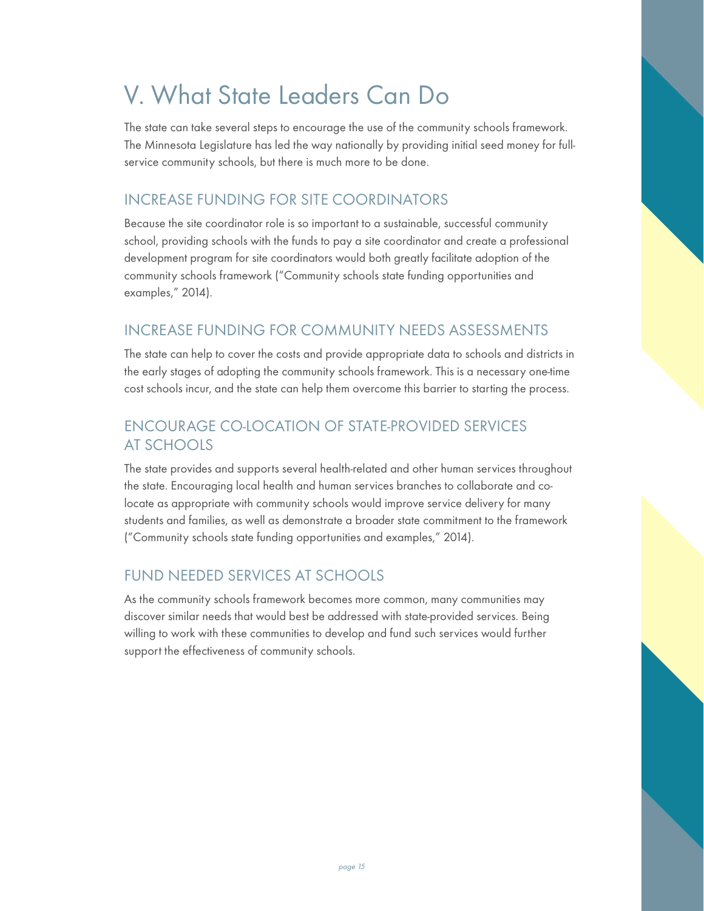# V. What State Leaders Can Do

The state can take several steps to encourage the use of the community schools framework. The Minnesota Legislature has led the way nationally by providing initial seed money for full-service community schools, but there is much more to be done.

## INCREASE FUNDING FOR SITE COORDINATORS

Because the site coordinator role is so important to a sustainable, successful community school, providing schools with the funds to pay a site coordinator and create a professional development program for site coordinators would both greatly facilitate adoption of the community schools framework ("Community schools state funding opportunities and examples," 2014).

## INCREASE FUNDING FOR COMMUNITY NEEDS ASSESSMENTS

The state can help to cover the costs and provide appropriate data to schools and districts in the early stages of adopting the community schools framework. This is a necessary one-time cost schools incur, and the state can help them overcome this barrier to starting the process.

## ENCOURAGE CO-LOCATION OF STATE-PROVIDED SERVICES AT SCHOOLS

The state provides and supports several health-related and other human services throughout the state. Encouraging local health and human services branches to collaborate and co-locate as appropriate with community schools would improve service delivery for many students and families, as well as demonstrate a broader state commitment to the framework ("Community schools state funding opportunities and examples," 2014).

## FUND NEEDED SERVICES AT SCHOOLS

As the community schools framework becomes more common, many communities may discover similar needs that would best be addressed with state-provided services. Being willing to work with these communities to develop and fund such services would further support the effectiveness of community schools.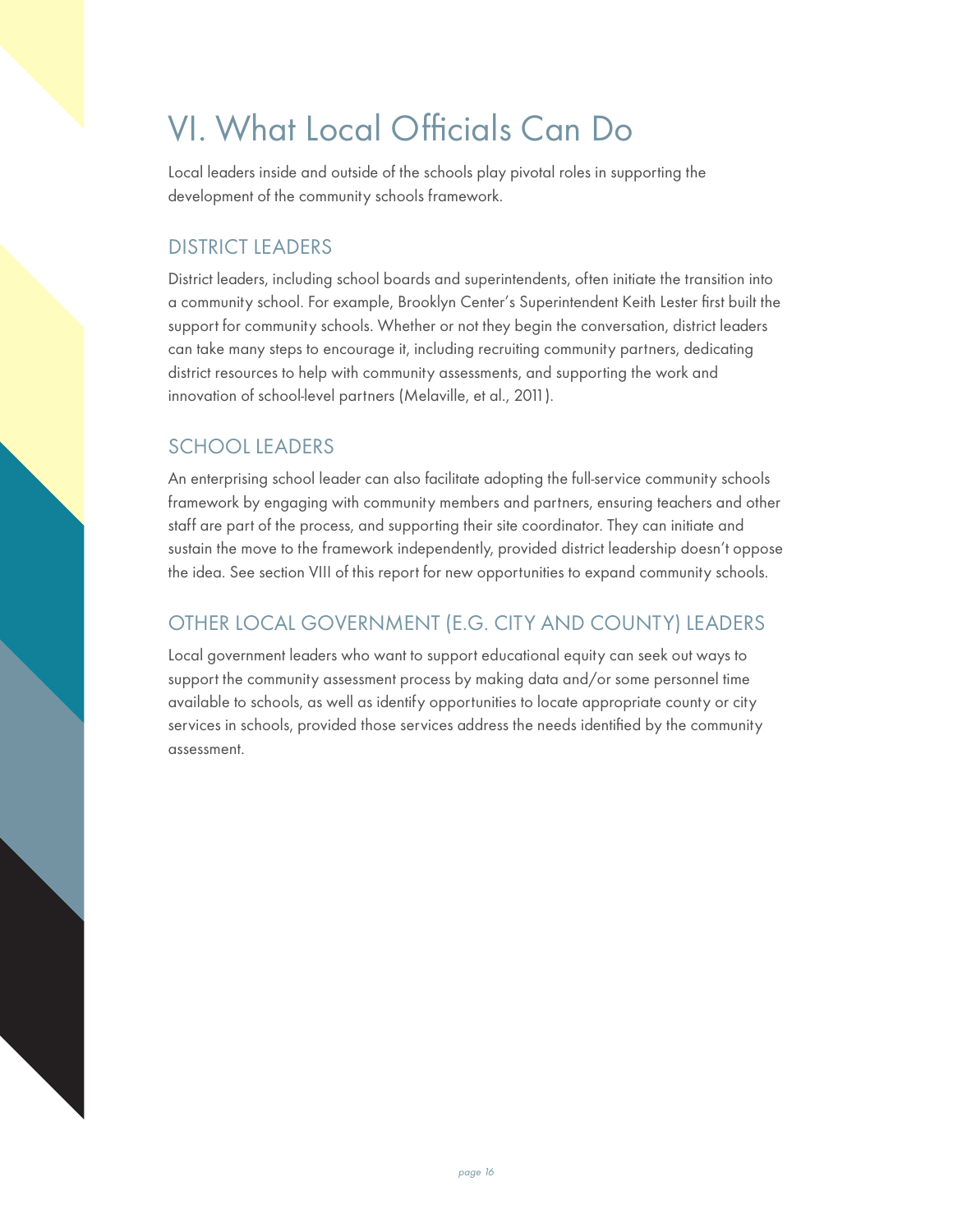# VI. What Local Officials Can Do

Local leaders inside and outside of the schools play pivotal roles in supporting the development of the community schools framework.

## DISTRICT LEADERS

District leaders, including school boards and superintendents, often initiate the transition into a community school. For example, Brooklyn Center's Superintendent Keith Lester first built the support for community schools. Whether or not they begin the conversation, district leaders can take many steps to encourage it, including recruiting community partners, dedicating district resources to help with community assessments, and supporting the work and innovation of school-level partners (Melaville, et al., 2011).

## SCHOOL LEADERS

An enterprising school leader can also facilitate adopting the full-service community schools framework by engaging with community members and partners, ensuring teachers and other staff are part of the process, and supporting their site coordinator. They can initiate and sustain the move to the framework independently, provided district leadership doesn't oppose the idea. See section VIII of this report for new opportunities to expand community schools.

## OTHER LOCAL GOVERNMENT (E.G. CITY AND COUNTY) LEADERS

Local government leaders who want to support educational equity can seek out ways to support the community assessment process by making data and/or some personnel time available to schools, as well as identify opportunities to locate appropriate county or city services in schools, provided those services address the needs identified by the community assessment.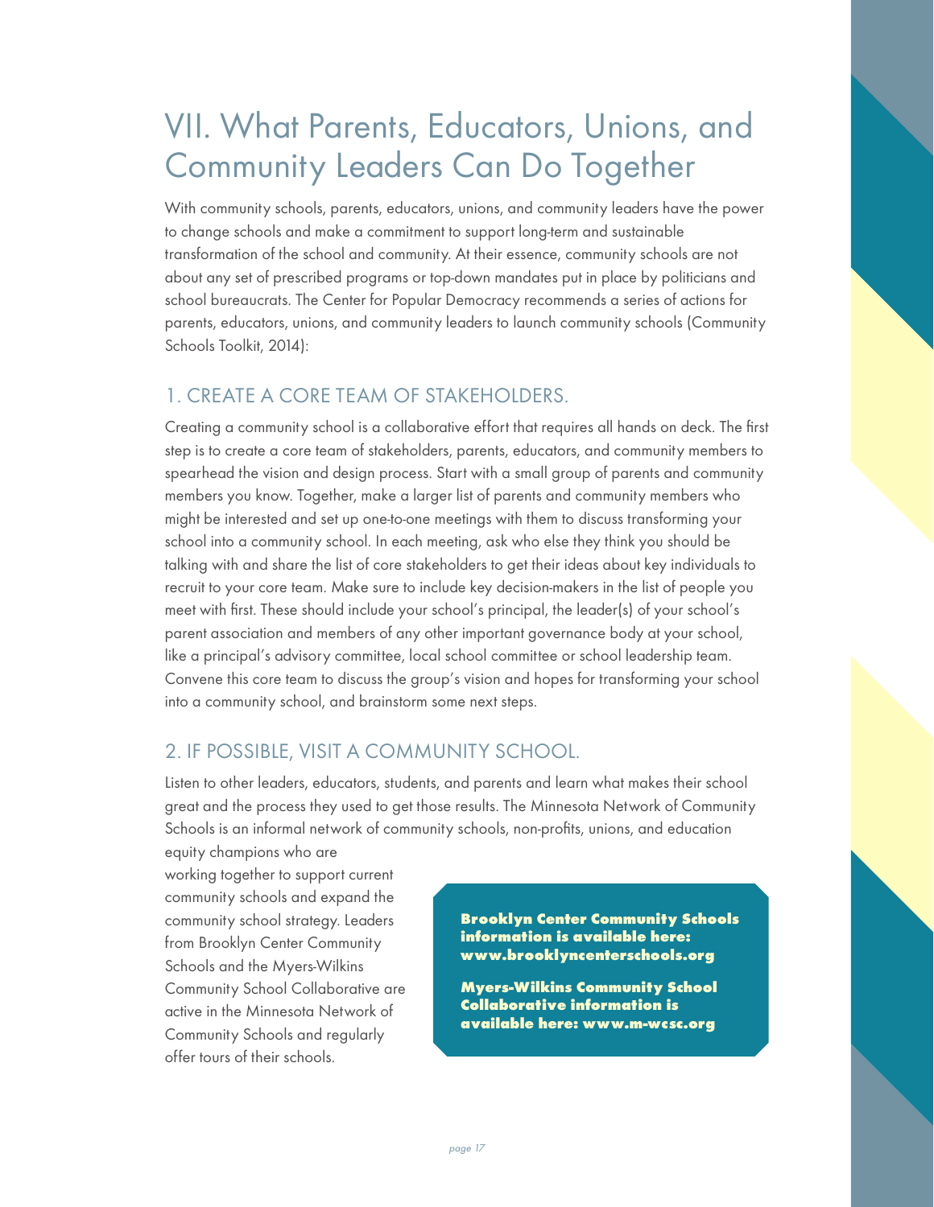# VII. What Parents, Educators, Unions, and Community Leaders Can Do Together

With community schools, parents, educators, unions, and community leaders have the power to change schools and make a commitment to support long-term and sustainable transformation of the school and community. At their essence, community schools are not about any set of prescribed programs or top-down mandates put in place by politicians and school bureaucrats. The Center for Popular Democracy recommends a series of actions for parents, educators, unions, and community leaders to launch community schools (Community Schools Toolkit, 2014):

## 1. CREATE A CORE TEAM OF STAKEHOLDERS.

Creating a community school is a collaborative effort that requires all hands on deck. The first step is to create a core team of stakeholders, parents, educators, and community members to spearhead the vision and design process. Start with a small group of parents and community members you know. Together, make a larger list of parents and community members who might be interested and set up one-to-one meetings with them to discuss transforming your school into a community school. In each meeting, ask who else they think you should be talking with and share the list of core stakeholders to get their ideas about key individuals to recruit to your core team. Make sure to include key decision-makers in the list of people you meet with first. These should include your school's principal, the leader(s) of your school's parent association and members of any other important governance body at your school, like a principal's advisory committee, local school committee or school leadership team. Convene this core team to discuss the group's vision and hopes for transforming your school into a community school, and brainstorm some next steps.

## 2. IF POSSIBLE, VISIT A COMMUNITY SCHOOL.

Listen to other leaders, educators, students, and parents and learn what makes their school great and the process they used to get those results. The Minnesota Network of Community Schools is an informal network of community schools, non-profits, unions, and education equity champions who are working together to support current community schools and expand the community school strategy. Leaders from Brooklyn Center Community Schools and the Myers-Wilkins Community School Collaborative are active in the Minnesota Network of Community Schools and regularly offer tours of their schools.

**Brooklyn Center Community Schools information is available here: www.brooklyncenterschools.org**

**Myers-Wilkins Community School Collaborative information is available here: www.m-wcsc.org**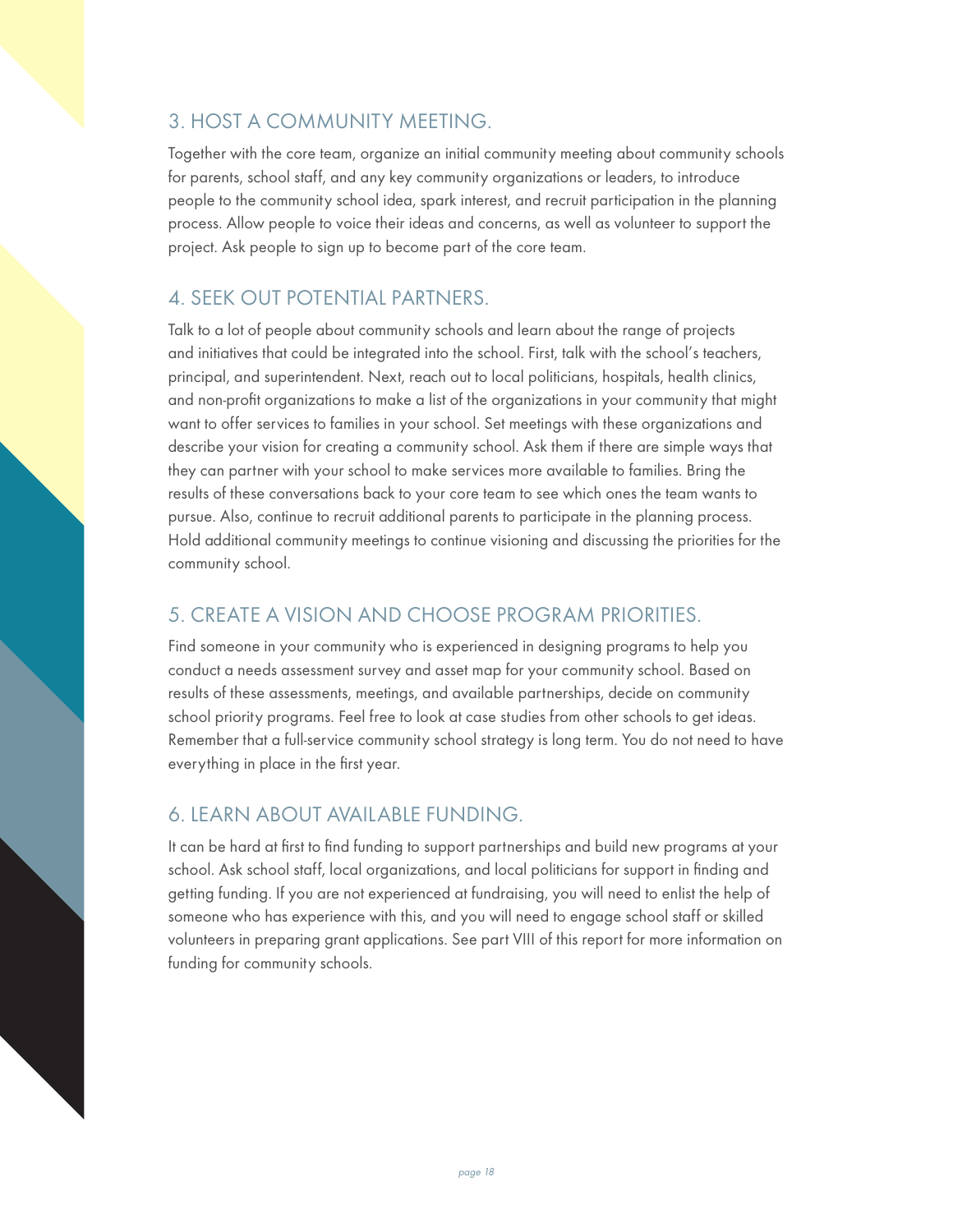## 3. HOST A COMMUNITY MEETING.

Together with the core team, organize an initial community meeting about community schools for parents, school staff, and any key community organizations or leaders, to introduce people to the community school idea, spark interest, and recruit participation in the planning process. Allow people to voice their ideas and concerns, as well as volunteer to support the project. Ask people to sign up to become part of the core team.

## 4. SEEK OUT POTENTIAL PARTNERS.

Talk to a lot of people about community schools and learn about the range of projects and initiatives that could be integrated into the school. First, talk with the school's teachers, principal, and superintendent. Next, reach out to local politicians, hospitals, health clinics, and non-profit organizations to make a list of the organizations in your community that might want to offer services to families in your school. Set meetings with these organizations and describe your vision for creating a community school. Ask them if there are simple ways that they can partner with your school to make services more available to families. Bring the results of these conversations back to your core team to see which ones the team wants to pursue. Also, continue to recruit additional parents to participate in the planning process. Hold additional community meetings to continue visioning and discussing the priorities for the community school.

## 5. CREATE A VISION AND CHOOSE PROGRAM PRIORITIES.

Find someone in your community who is experienced in designing programs to help you conduct a needs assessment survey and asset map for your community school. Based on results of these assessments, meetings, and available partnerships, decide on community school priority programs. Feel free to look at case studies from other schools to get ideas. Remember that a full-service community school strategy is long term. You do not need to have everything in place in the first year.

## 6. LEARN ABOUT AVAILABLE FUNDING.

It can be hard at first to find funding to support partnerships and build new programs at your school. Ask school staff, local organizations, and local politicians for support in finding and getting funding. If you are not experienced at fundraising, you will need to enlist the help of someone who has experience with this, and you will need to engage school staff or skilled volunteers in preparing grant applications. See part VIII of this report for more information on funding for community schools.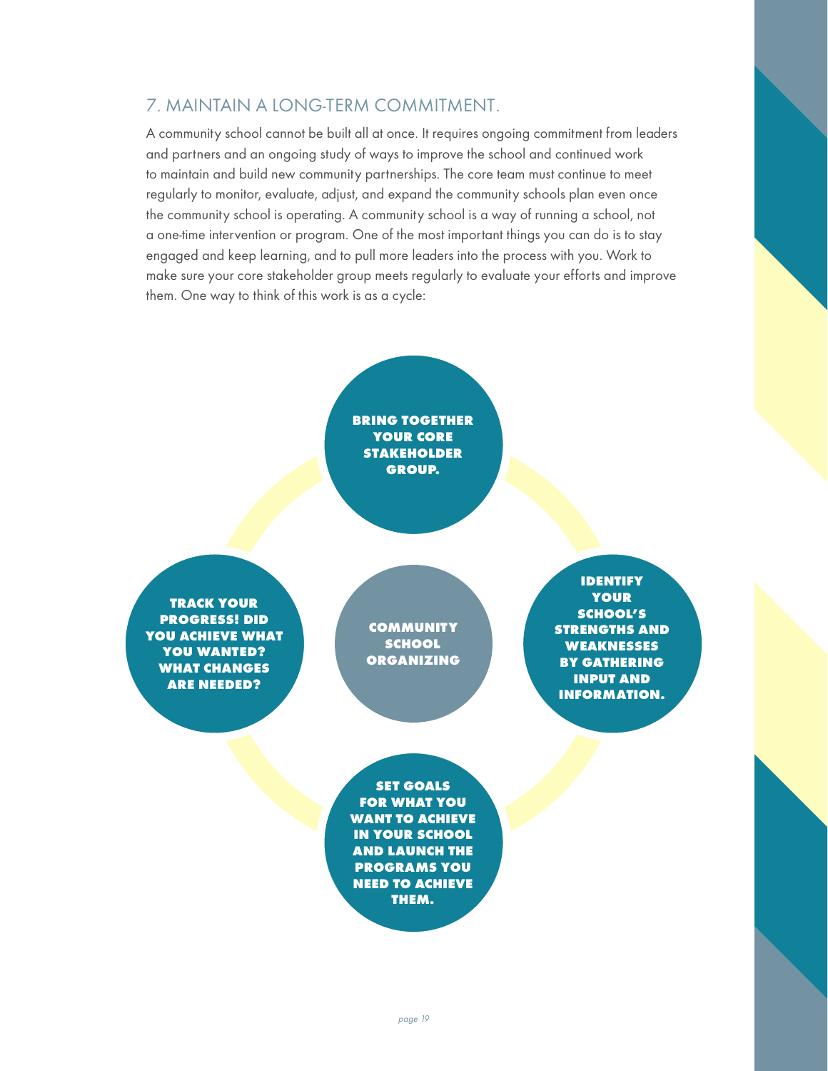## 7. MAINTAIN A LONG-TERM COMMITMENT.

A community school cannot be built all at once. It requires ongoing commitment from leaders and partners and an ongoing study of ways to improve the school and continued work to maintain and build new community partnerships. The core team must continue to meet regularly to monitor, evaluate, adjust, and expand the community schools plan even once the community school is operating. A community school is a way of running a school, not a one-time intervention or program. One of the most important things you can do is to stay engaged and keep learning, and to pull more leaders into the process with you. Work to make sure your core stakeholder group meets regularly to evaluate your efforts and improve them. One way to think of this work is as a cycle:

**COMMUNITY SCHOOL ORGANIZING**

- **BRING TOGETHER YOUR CORE STAKEHOLDER GROUP.**
- **IDENTIFY YOUR SCHOOL'S STRENGTHS AND WEAKNESSES BY GATHERING INPUT AND INFORMATION.**
- **SET GOALS FOR WHAT YOU WANT TO ACHIEVE IN YOUR SCHOOL AND LAUNCH THE PROGRAMS YOU NEED TO ACHIEVE THEM.**
- **TRACK YOUR PROGRESS! DID YOU ACHIEVE WHAT YOU WANTED? WHAT CHANGES ARE NEEDED?**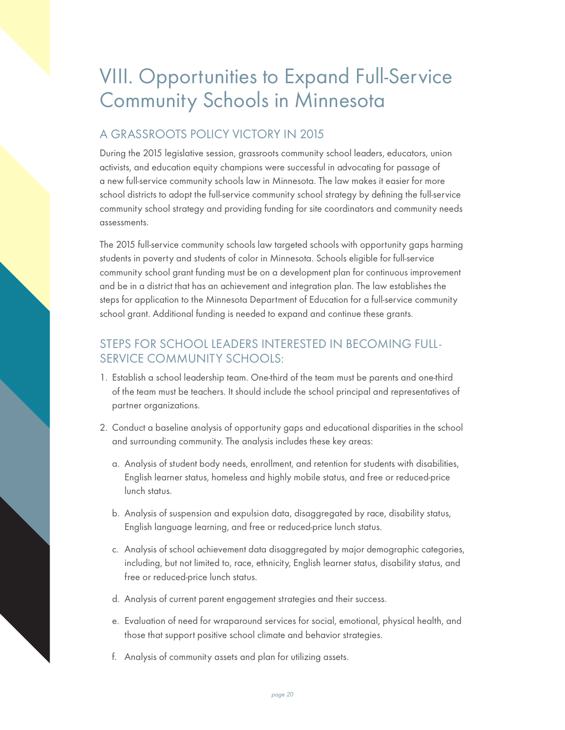# VIII. Opportunities to Expand Full-Service Community Schools in Minnesota

## A GRASSROOTS POLICY VICTORY IN 2015

During the 2015 legislative session, grassroots community school leaders, educators, union activists, and education equity champions were successful in advocating for passage of a new full-service community schools law in Minnesota. The law makes it easier for more school districts to adopt the full-service community school strategy by defining the full-service community school strategy and providing funding for site coordinators and community needs assessments.

The 2015 full-service community schools law targeted schools with opportunity gaps harming students in poverty and students of color in Minnesota. Schools eligible for full-service community school grant funding must be on a development plan for continuous improvement and be in a district that has an achievement and integration plan. The law establishes the steps for application to the Minnesota Department of Education for a full-service community school grant. Additional funding is needed to expand and continue these grants.

## STEPS FOR SCHOOL LEADERS INTERESTED IN BECOMING FULL-SERVICE COMMUNITY SCHOOLS:

1. Establish a school leadership team. One-third of the team must be parents and one-third of the team must be teachers. It should include the school principal and representatives of partner organizations.
2. Conduct a baseline analysis of opportunity gaps and educational disparities in the school and surrounding community. The analysis includes these key areas:
   a. Analysis of student body needs, enrollment, and retention for students with disabilities, English learner status, homeless and highly mobile status, and free or reduced-price lunch status.
   b. Analysis of suspension and expulsion data, disaggregated by race, disability status, English language learning, and free or reduced-price lunch status.
   c. Analysis of school achievement data disaggregated by major demographic categories, including, but not limited to, race, ethnicity, English learner status, disability status, and free or reduced-price lunch status.
   d. Analysis of current parent engagement strategies and their success.
   e. Evaluation of need for wraparound services for social, emotional, physical health, and those that support positive school climate and behavior strategies.
   f. Analysis of community assets and plan for utilizing assets.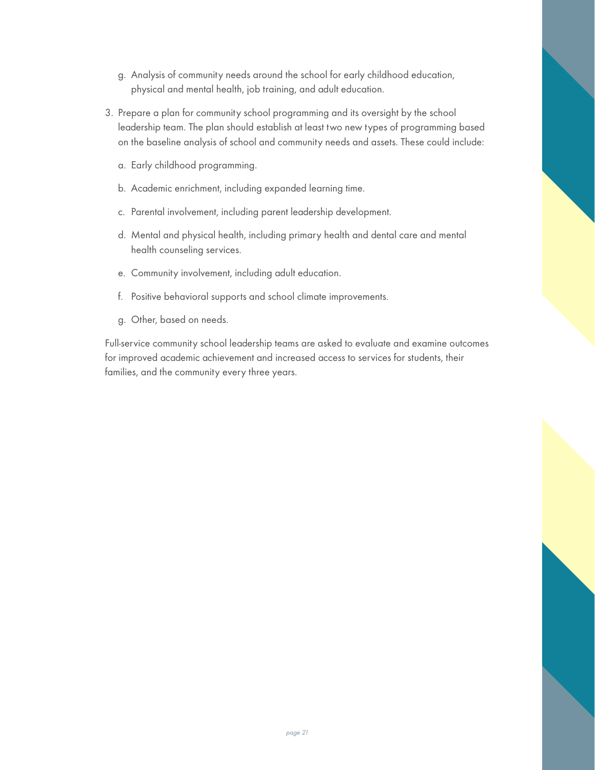g. Analysis of community needs around the school for early childhood education, physical and mental health, job training, and adult education.

3. Prepare a plan for community school programming and its oversight by the school leadership team. The plan should establish at least two new types of programming based on the baseline analysis of school and community needs and assets. These could include:

   a. Early childhood programming.

   b. Academic enrichment, including expanded learning time.

   c. Parental involvement, including parent leadership development.

   d. Mental and physical health, including primary health and dental care and mental health counseling services.

   e. Community involvement, including adult education.

   f. Positive behavioral supports and school climate improvements.

   g. Other, based on needs.

Full-service community school leadership teams are asked to evaluate and examine outcomes for improved academic achievement and increased access to services for students, their families, and the community every three years.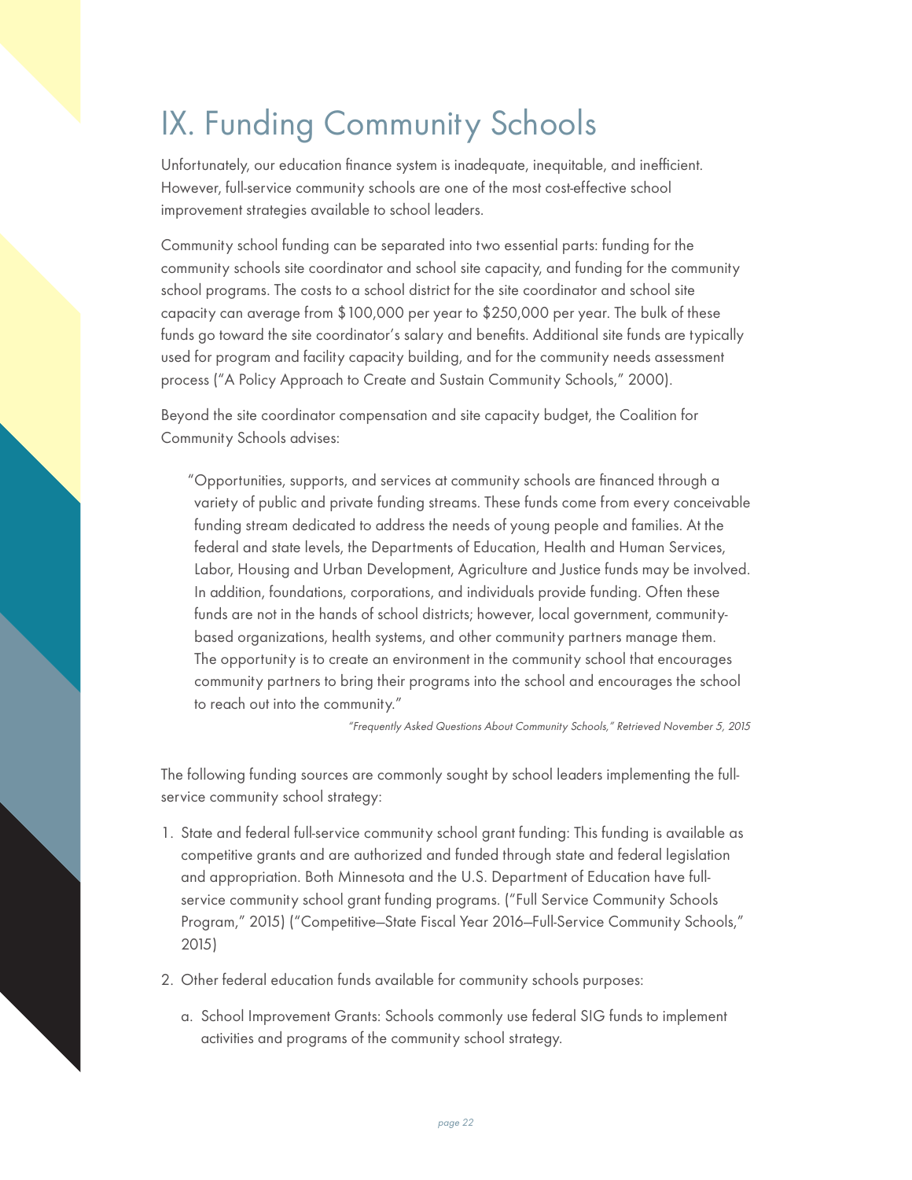# IX. Funding Community Schools

Unfortunately, our education finance system is inadequate, inequitable, and inefficient. However, full-service community schools are one of the most cost-effective school improvement strategies available to school leaders.

Community school funding can be separated into two essential parts: funding for the community schools site coordinator and school site capacity, and funding for the community school programs. The costs to a school district for the site coordinator and school site capacity can average from $100,000 per year to $250,000 per year. The bulk of these funds go toward the site coordinator's salary and benefits. Additional site funds are typically used for program and facility capacity building, and for the community needs assessment process ("A Policy Approach to Create and Sustain Community Schools," 2000).

Beyond the site coordinator compensation and site capacity budget, the Coalition for Community Schools advises:

> "Opportunities, supports, and services at community schools are financed through a variety of public and private funding streams. These funds come from every conceivable funding stream dedicated to address the needs of young people and families. At the federal and state levels, the Departments of Education, Health and Human Services, Labor, Housing and Urban Development, Agriculture and Justice funds may be involved. In addition, foundations, corporations, and individuals provide funding. Often these funds are not in the hands of school districts; however, local government, community-based organizations, health systems, and other community partners manage them. The opportunity is to create an environment in the community school that encourages community partners to bring their programs into the school and encourages the school to reach out into the community."
>
> *"Frequently Asked Questions About Community Schools," Retrieved November 5, 2015*

The following funding sources are commonly sought by school leaders implementing the full-service community school strategy:

1. State and federal full-service community school grant funding: This funding is available as competitive grants and are authorized and funded through state and federal legislation and appropriation. Both Minnesota and the U.S. Department of Education have full-service community school grant funding programs. ("Full Service Community Schools Program," 2015) ("Competitive—State Fiscal Year 2016—Full-Service Community Schools," 2015)

2. Other federal education funds available for community schools purposes:

   a. School Improvement Grants: Schools commonly use federal SIG funds to implement activities and programs of the community school strategy.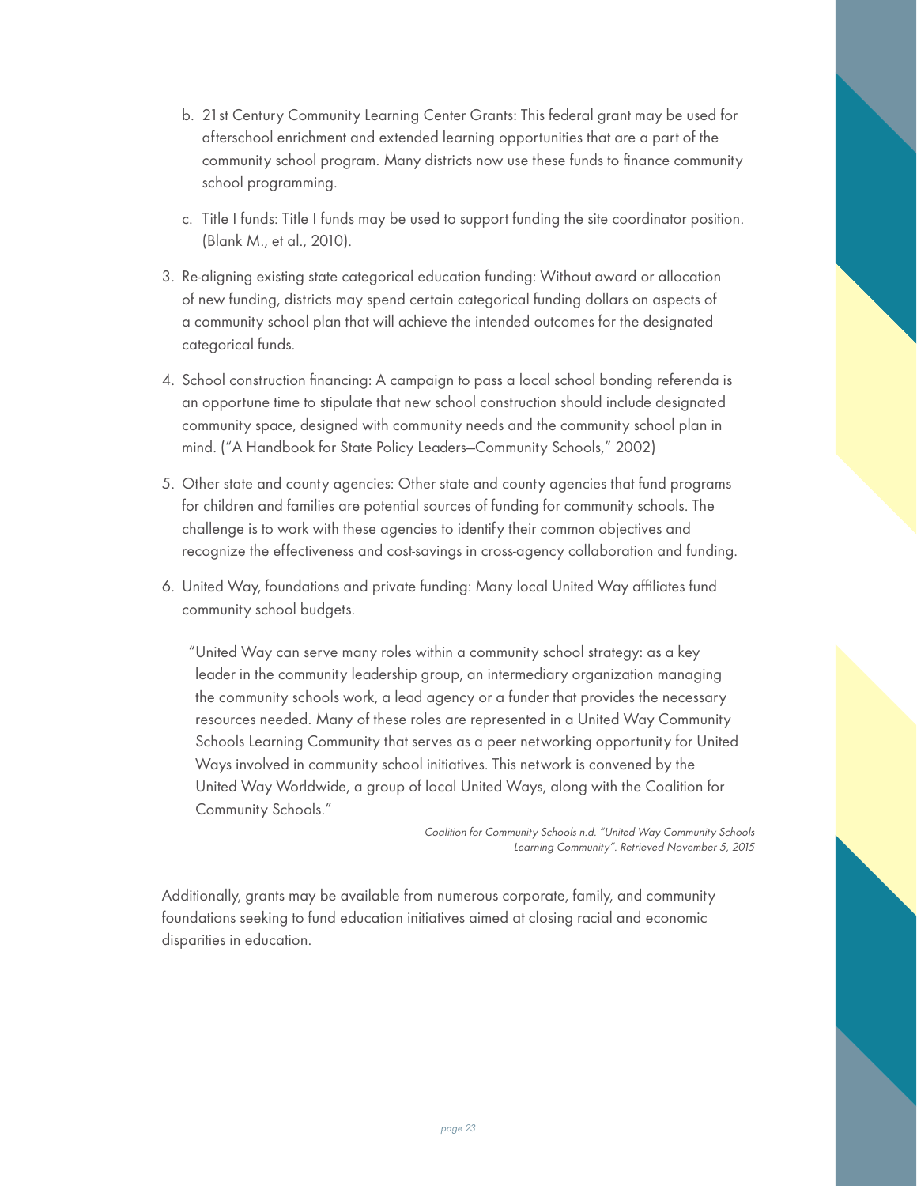b. 21st Century Community Learning Center Grants: This federal grant may be used for afterschool enrichment and extended learning opportunities that are a part of the community school program. Many districts now use these funds to finance community school programming.

c. Title I funds: Title I funds may be used to support funding the site coordinator position. (Blank M., et al., 2010).

3. Re-aligning existing state categorical education funding: Without award or allocation of new funding, districts may spend certain categorical funding dollars on aspects of a community school plan that will achieve the intended outcomes for the designated categorical funds.

4. School construction financing: A campaign to pass a local school bonding referenda is an opportune time to stipulate that new school construction should include designated community space, designed with community needs and the community school plan in mind. ("A Handbook for State Policy Leaders—Community Schools," 2002)

5. Other state and county agencies: Other state and county agencies that fund programs for children and families are potential sources of funding for community schools. The challenge is to work with these agencies to identify their common objectives and recognize the effectiveness and cost-savings in cross-agency collaboration and funding.

6. United Way, foundations and private funding: Many local United Way affiliates fund community school budgets.

> "United Way can serve many roles within a community school strategy: as a key leader in the community leadership group, an intermediary organization managing the community schools work, a lead agency or a funder that provides the necessary resources needed. Many of these roles are represented in a United Way Community Schools Learning Community that serves as a peer networking opportunity for United Ways involved in community school initiatives. This network is convened by the United Way Worldwide, a group of local United Ways, along with the Coalition for Community Schools."
>
> *Coalition for Community Schools n.d. "United Way Community Schools Learning Community". Retrieved November 5, 2015*

Additionally, grants may be available from numerous corporate, family, and community foundations seeking to fund education initiatives aimed at closing racial and economic disparities in education.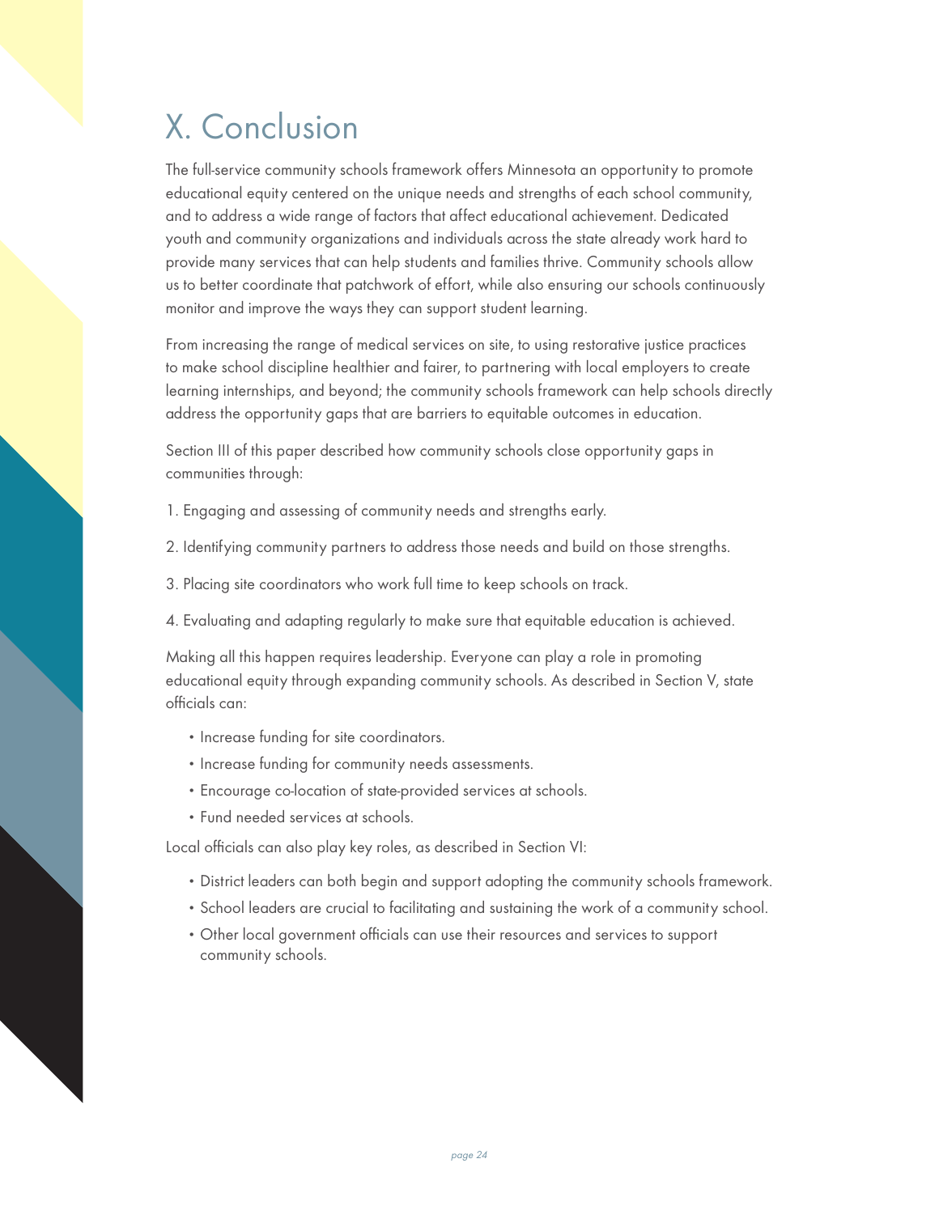# X. Conclusion

The full-service community schools framework offers Minnesota an opportunity to promote educational equity centered on the unique needs and strengths of each school community, and to address a wide range of factors that affect educational achievement. Dedicated youth and community organizations and individuals across the state already work hard to provide many services that can help students and families thrive. Community schools allow us to better coordinate that patchwork of effort, while also ensuring our schools continuously monitor and improve the ways they can support student learning.

From increasing the range of medical services on site, to using restorative justice practices to make school discipline healthier and fairer, to partnering with local employers to create learning internships, and beyond; the community schools framework can help schools directly address the opportunity gaps that are barriers to equitable outcomes in education.

Section III of this paper described how community schools close opportunity gaps in communities through:

1. Engaging and assessing of community needs and strengths early.

2. Identifying community partners to address those needs and build on those strengths.

3. Placing site coordinators who work full time to keep schools on track.

4. Evaluating and adapting regularly to make sure that equitable education is achieved.

Making all this happen requires leadership. Everyone can play a role in promoting educational equity through expanding community schools. As described in Section V, state officials can:

- Increase funding for site coordinators.
- Increase funding for community needs assessments.
- Encourage co-location of state-provided services at schools.
- Fund needed services at schools.

Local officials can also play key roles, as described in Section VI:

- District leaders can both begin and support adopting the community schools framework.
- School leaders are crucial to facilitating and sustaining the work of a community school.
- Other local government officials can use their resources and services to support community schools.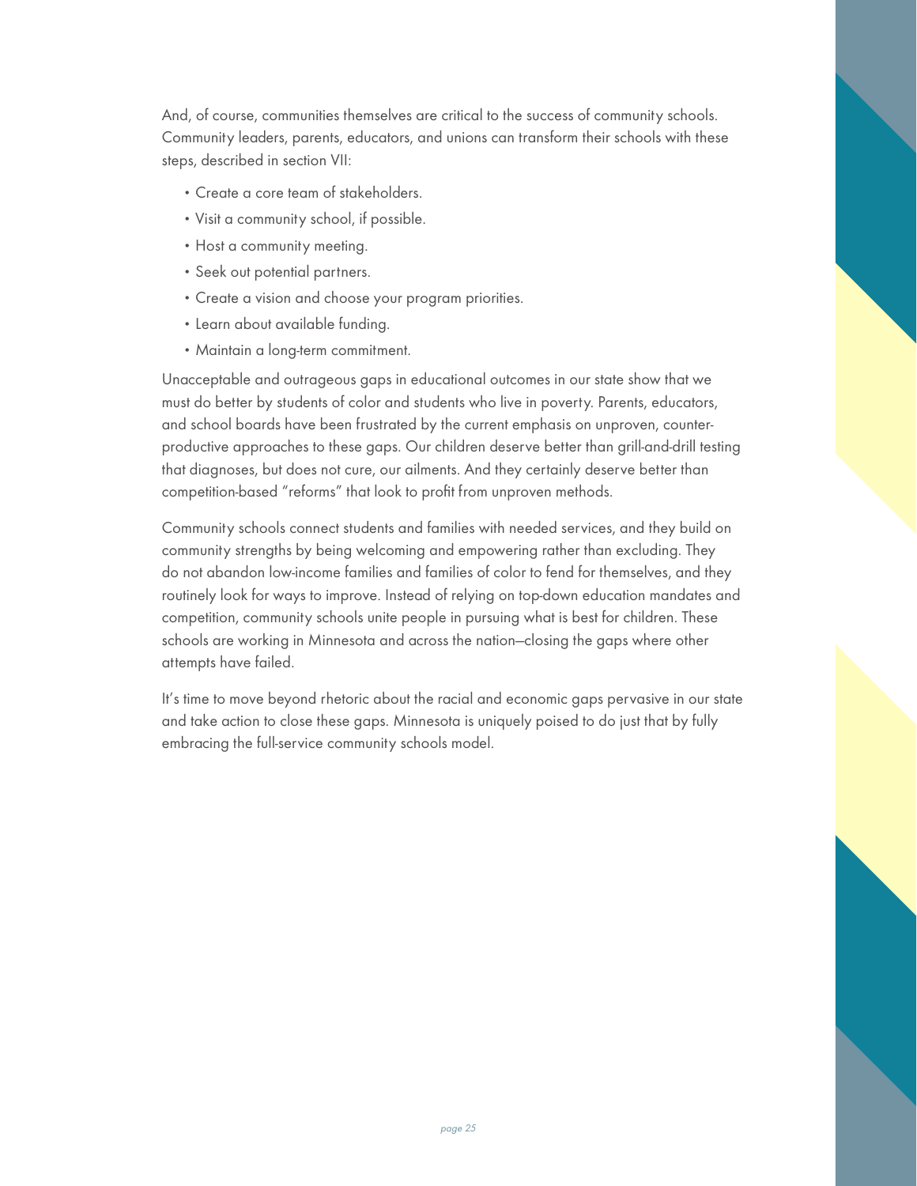And, of course, communities themselves are critical to the success of community schools. Community leaders, parents, educators, and unions can transform their schools with these steps, described in section VII:

- Create a core team of stakeholders.
- Visit a community school, if possible.
- Host a community meeting.
- Seek out potential partners.
- Create a vision and choose your program priorities.
- Learn about available funding.
- Maintain a long-term commitment.

Unacceptable and outrageous gaps in educational outcomes in our state show that we must do better by students of color and students who live in poverty. Parents, educators, and school boards have been frustrated by the current emphasis on unproven, counter-productive approaches to these gaps. Our children deserve better than grill-and-drill testing that diagnoses, but does not cure, our ailments. And they certainly deserve better than competition-based "reforms" that look to profit from unproven methods.

Community schools connect students and families with needed services, and they build on community strengths by being welcoming and empowering rather than excluding. They do not abandon low-income families and families of color to fend for themselves, and they routinely look for ways to improve. Instead of relying on top-down education mandates and competition, community schools unite people in pursuing what is best for children. These schools are working in Minnesota and across the nation—closing the gaps where other attempts have failed.

It's time to move beyond rhetoric about the racial and economic gaps pervasive in our state and take action to close these gaps. Minnesota is uniquely poised to do just that by fully embracing the full-service community schools model.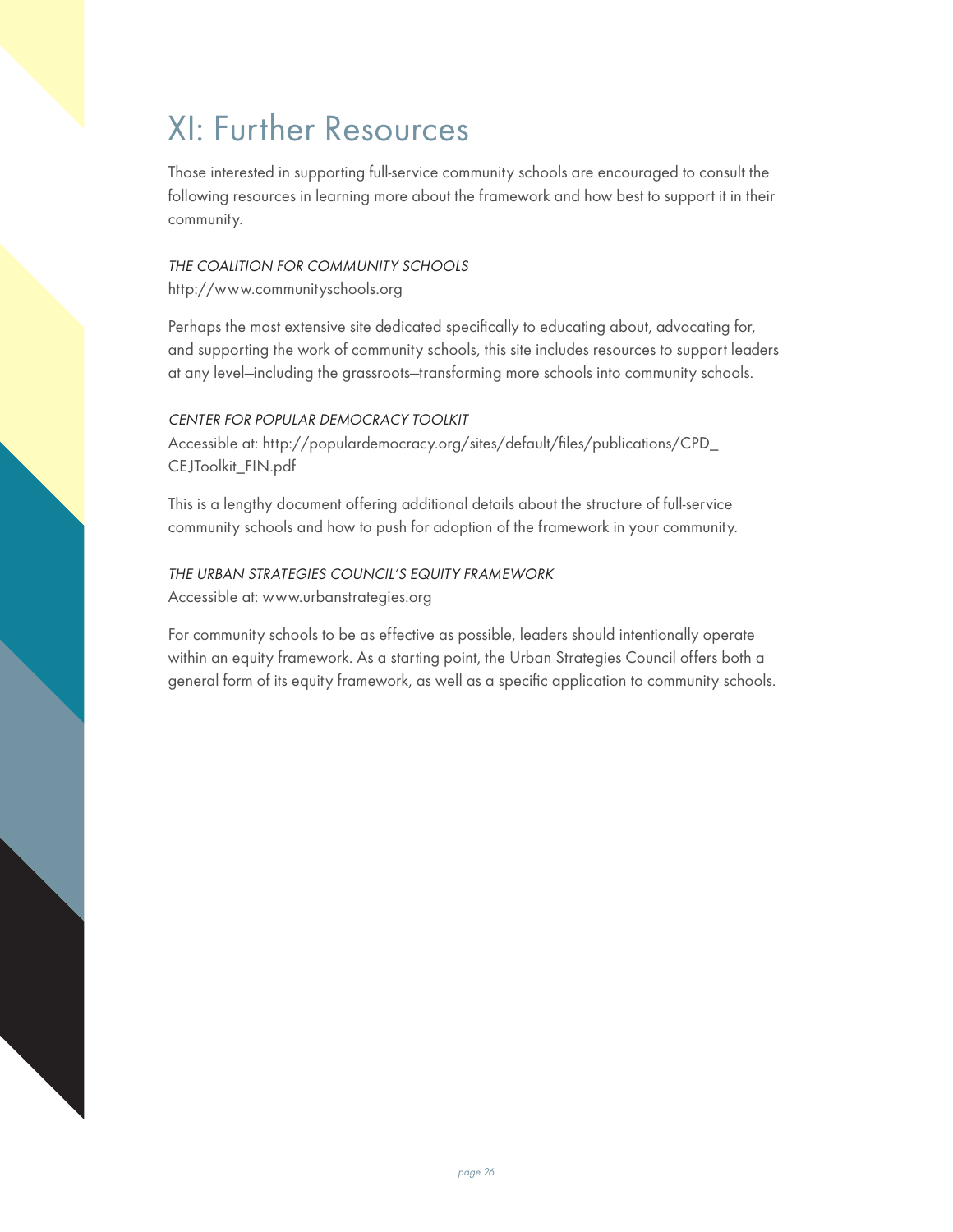# XI: Further Resources

Those interested in supporting full-service community schools are encouraged to consult the following resources in learning more about the framework and how best to support it in their community.

*THE COALITION FOR COMMUNITY SCHOOLS*
http://www.communityschools.org

Perhaps the most extensive site dedicated specifically to educating about, advocating for, and supporting the work of community schools, this site includes resources to support leaders at any level—including the grassroots—transforming more schools into community schools.

*CENTER FOR POPULAR DEMOCRACY TOOLKIT*
Accessible at: http://populardemocracy.org/sites/default/files/publications/CPD_CEJToolkit_FIN.pdf

This is a lengthy document offering additional details about the structure of full-service community schools and how to push for adoption of the framework in your community.

*THE URBAN STRATEGIES COUNCIL'S EQUITY FRAMEWORK*
Accessible at: www.urbanstrategies.org

For community schools to be as effective as possible, leaders should intentionally operate within an equity framework. As a starting point, the Urban Strategies Council offers both a general form of its equity framework, as well as a specific application to community schools.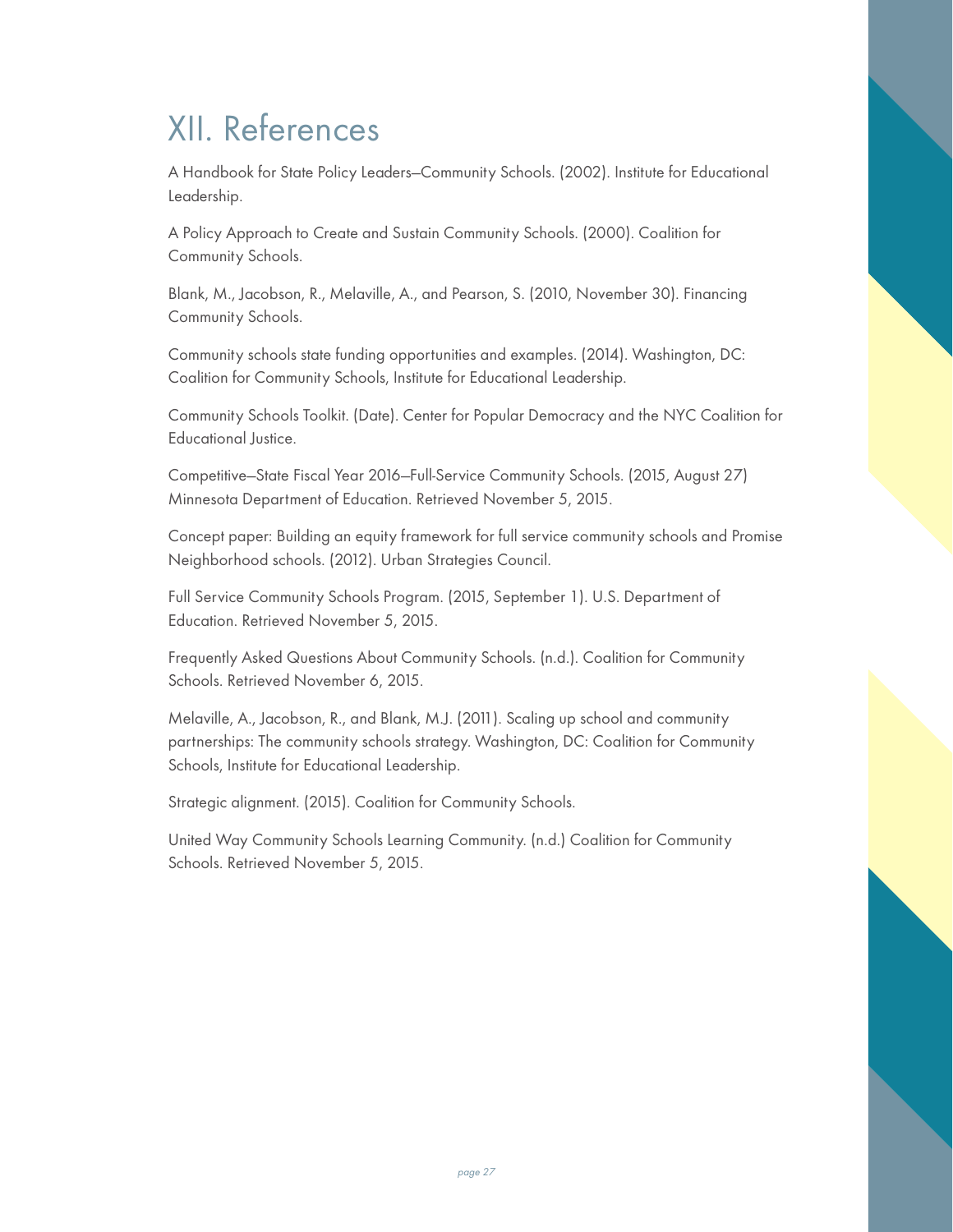# XII. References

A Handbook for State Policy Leaders—Community Schools. (2002). Institute for Educational Leadership.

A Policy Approach to Create and Sustain Community Schools. (2000). Coalition for Community Schools.

Blank, M., Jacobson, R., Melaville, A., and Pearson, S. (2010, November 30). Financing Community Schools.

Community schools state funding opportunities and examples. (2014). Washington, DC: Coalition for Community Schools, Institute for Educational Leadership.

Community Schools Toolkit. (Date). Center for Popular Democracy and the NYC Coalition for Educational Justice.

Competitive—State Fiscal Year 2016—Full-Service Community Schools. (2015, August 27) Minnesota Department of Education. Retrieved November 5, 2015.

Concept paper: Building an equity framework for full service community schools and Promise Neighborhood schools. (2012). Urban Strategies Council.

Full Service Community Schools Program. (2015, September 1). U.S. Department of Education. Retrieved November 5, 2015.

Frequently Asked Questions About Community Schools. (n.d.). Coalition for Community Schools. Retrieved November 6, 2015.

Melaville, A., Jacobson, R., and Blank, M.J. (2011). Scaling up school and community partnerships: The community schools strategy. Washington, DC: Coalition for Community Schools, Institute for Educational Leadership.

Strategic alignment. (2015). Coalition for Community Schools.

United Way Community Schools Learning Community. (n.d.) Coalition for Community Schools. Retrieved November 5, 2015.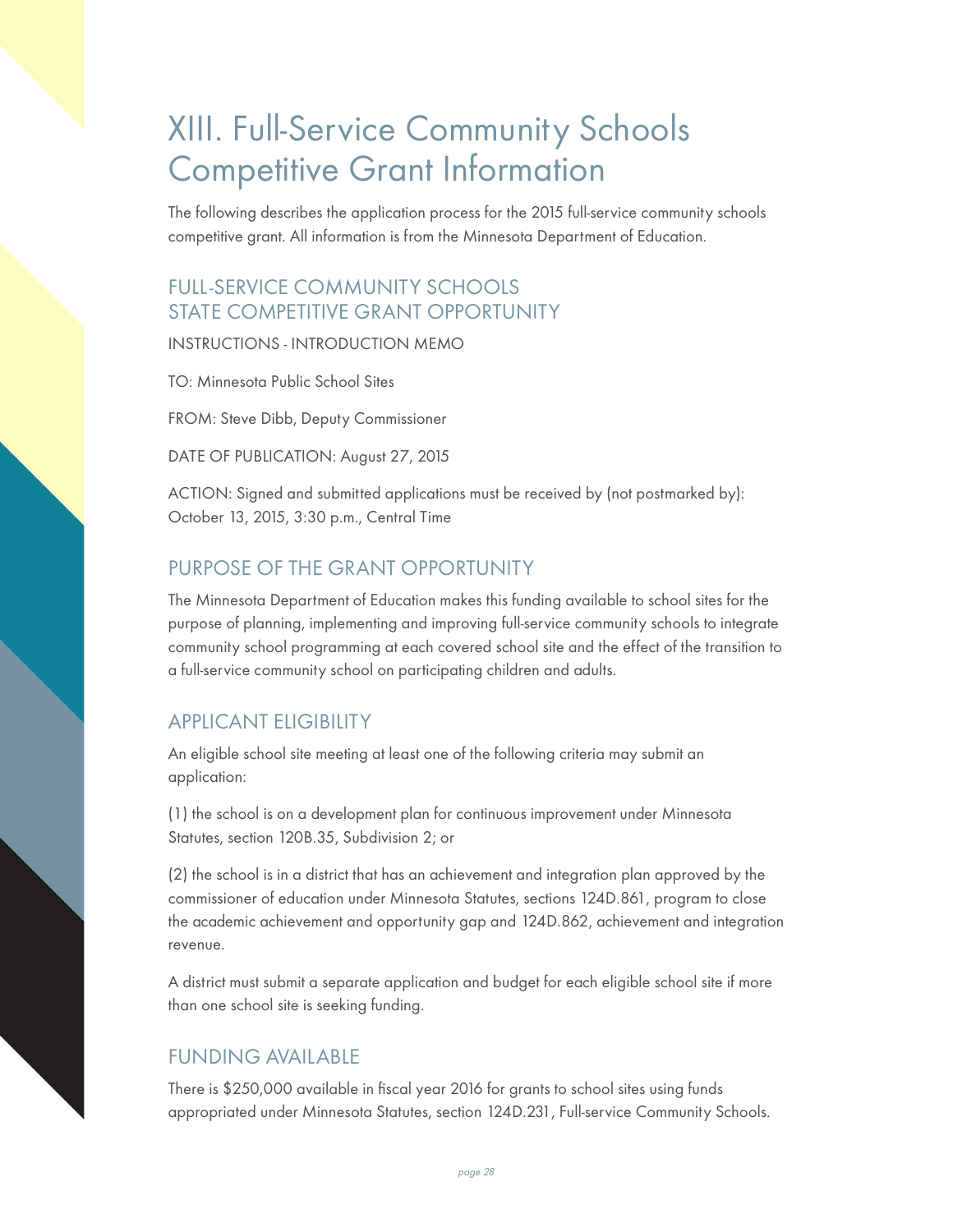# XIII. Full-Service Community Schools Competitive Grant Information

The following describes the application process for the 2015 full-service community schools competitive grant. All information is from the Minnesota Department of Education.

## FULL-SERVICE COMMUNITY SCHOOLS STATE COMPETITIVE GRANT OPPORTUNITY

INSTRUCTIONS - INTRODUCTION MEMO

TO: Minnesota Public School Sites

FROM: Steve Dibb, Deputy Commissioner

DATE OF PUBLICATION: August 27, 2015

ACTION: Signed and submitted applications must be received by (not postmarked by): October 13, 2015, 3:30 p.m., Central Time

## PURPOSE OF THE GRANT OPPORTUNITY

The Minnesota Department of Education makes this funding available to school sites for the purpose of planning, implementing and improving full-service community schools to integrate community school programming at each covered school site and the effect of the transition to a full-service community school on participating children and adults.

## APPLICANT ELIGIBILITY

An eligible school site meeting at least one of the following criteria may submit an application:

(1) the school is on a development plan for continuous improvement under Minnesota Statutes, section 120B.35, Subdivision 2; or

(2) the school is in a district that has an achievement and integration plan approved by the commissioner of education under Minnesota Statutes, sections 124D.861, program to close the academic achievement and opportunity gap and 124D.862, achievement and integration revenue.

A district must submit a separate application and budget for each eligible school site if more than one school site is seeking funding.

## FUNDING AVAILABLE

There is $250,000 available in fiscal year 2016 for grants to school sites using funds appropriated under Minnesota Statutes, section 124D.231, Full-service Community Schools.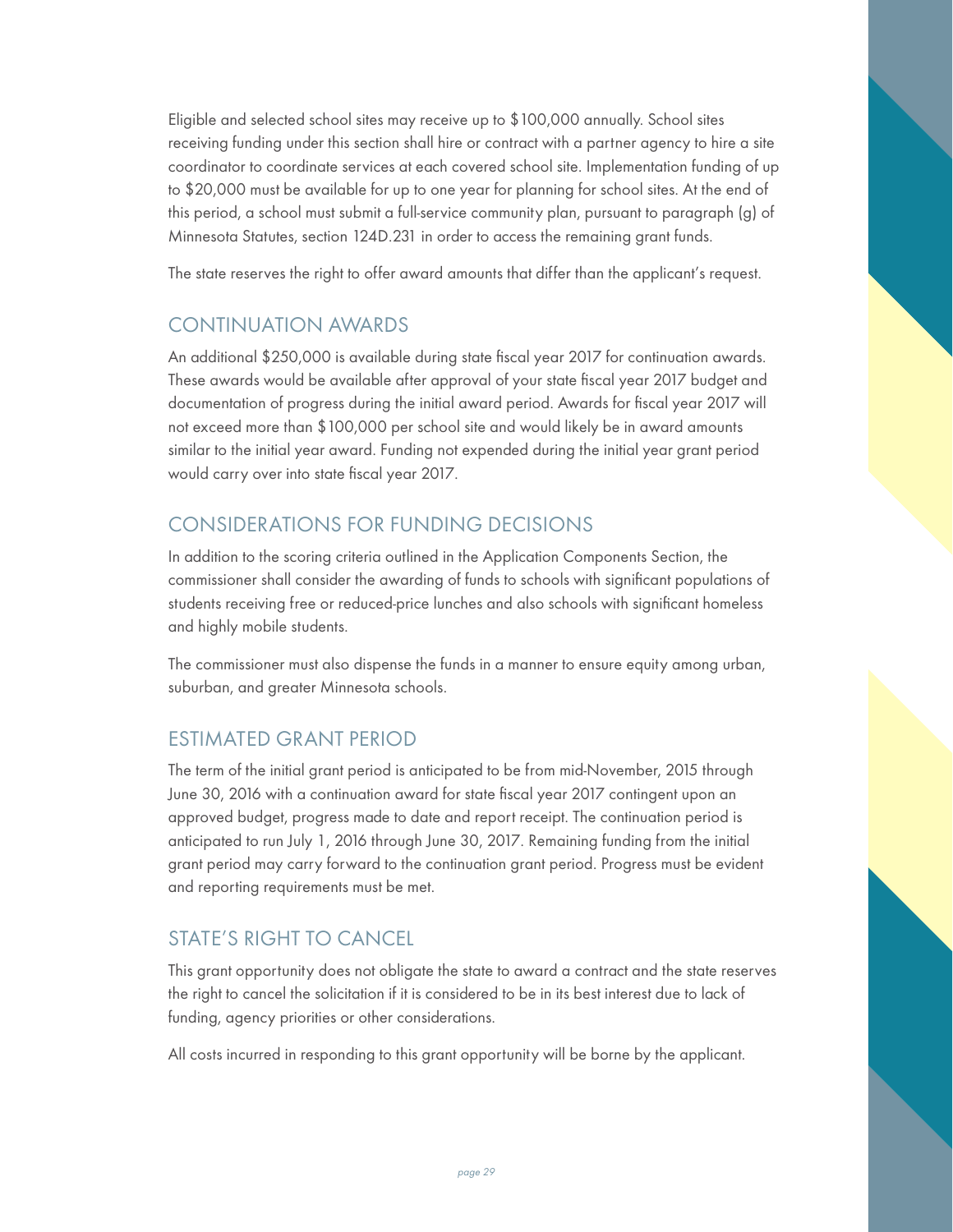Eligible and selected school sites may receive up to $100,000 annually. School sites receiving funding under this section shall hire or contract with a partner agency to hire a site coordinator to coordinate services at each covered school site. Implementation funding of up to $20,000 must be available for up to one year for planning for school sites. At the end of this period, a school must submit a full-service community plan, pursuant to paragraph (g) of Minnesota Statutes, section 124D.231 in order to access the remaining grant funds.

The state reserves the right to offer award amounts that differ than the applicant's request.

## CONTINUATION AWARDS

An additional $250,000 is available during state fiscal year 2017 for continuation awards. These awards would be available after approval of your state fiscal year 2017 budget and documentation of progress during the initial award period. Awards for fiscal year 2017 will not exceed more than $100,000 per school site and would likely be in award amounts similar to the initial year award. Funding not expended during the initial year grant period would carry over into state fiscal year 2017.

## CONSIDERATIONS FOR FUNDING DECISIONS

In addition to the scoring criteria outlined in the Application Components Section, the commissioner shall consider the awarding of funds to schools with significant populations of students receiving free or reduced-price lunches and also schools with significant homeless and highly mobile students.

The commissioner must also dispense the funds in a manner to ensure equity among urban, suburban, and greater Minnesota schools.

## ESTIMATED GRANT PERIOD

The term of the initial grant period is anticipated to be from mid-November, 2015 through June 30, 2016 with a continuation award for state fiscal year 2017 contingent upon an approved budget, progress made to date and report receipt. The continuation period is anticipated to run July 1, 2016 through June 30, 2017. Remaining funding from the initial grant period may carry forward to the continuation grant period. Progress must be evident and reporting requirements must be met.

## STATE'S RIGHT TO CANCEL

This grant opportunity does not obligate the state to award a contract and the state reserves the right to cancel the solicitation if it is considered to be in its best interest due to lack of funding, agency priorities or other considerations.

All costs incurred in responding to this grant opportunity will be borne by the applicant.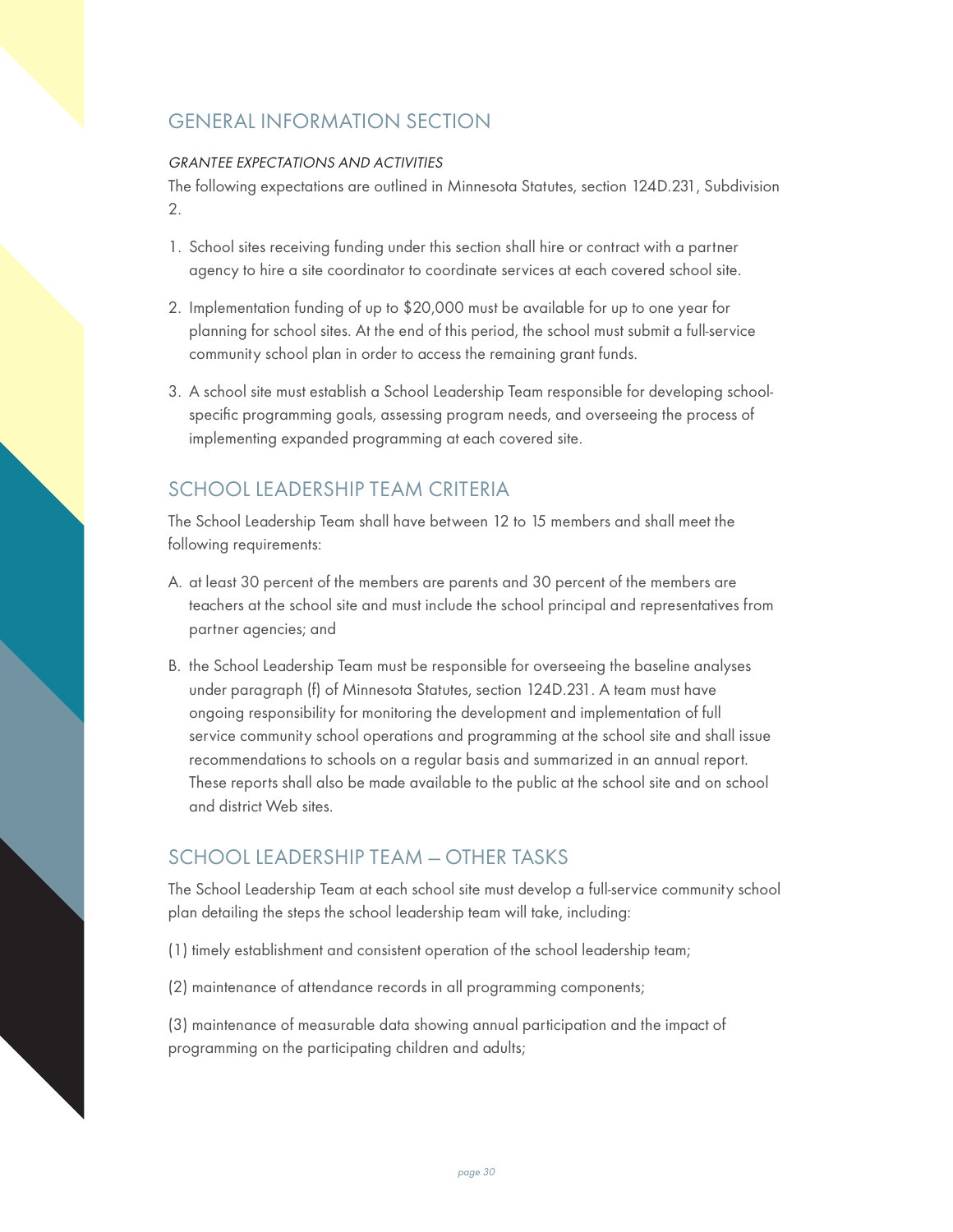## GENERAL INFORMATION SECTION

*GRANTEE EXPECTATIONS AND ACTIVITIES*

The following expectations are outlined in Minnesota Statutes, section 124D.231, Subdivision 2.

1. School sites receiving funding under this section shall hire or contract with a partner agency to hire a site coordinator to coordinate services at each covered school site.
2. Implementation funding of up to $20,000 must be available for up to one year for planning for school sites. At the end of this period, the school must submit a full-service community school plan in order to access the remaining grant funds.
3. A school site must establish a School Leadership Team responsible for developing school-specific programming goals, assessing program needs, and overseeing the process of implementing expanded programming at each covered site.

## SCHOOL LEADERSHIP TEAM CRITERIA

The School Leadership Team shall have between 12 to 15 members and shall meet the following requirements:

A. at least 30 percent of the members are parents and 30 percent of the members are teachers at the school site and must include the school principal and representatives from partner agencies; and

B. the School Leadership Team must be responsible for overseeing the baseline analyses under paragraph (f) of Minnesota Statutes, section 124D.231. A team must have ongoing responsibility for monitoring the development and implementation of full service community school operations and programming at the school site and shall issue recommendations to schools on a regular basis and summarized in an annual report. These reports shall also be made available to the public at the school site and on school and district Web sites.

## SCHOOL LEADERSHIP TEAM – OTHER TASKS

The School Leadership Team at each school site must develop a full-service community school plan detailing the steps the school leadership team will take, including:

(1) timely establishment and consistent operation of the school leadership team;

(2) maintenance of attendance records in all programming components;

(3) maintenance of measurable data showing annual participation and the impact of programming on the participating children and adults;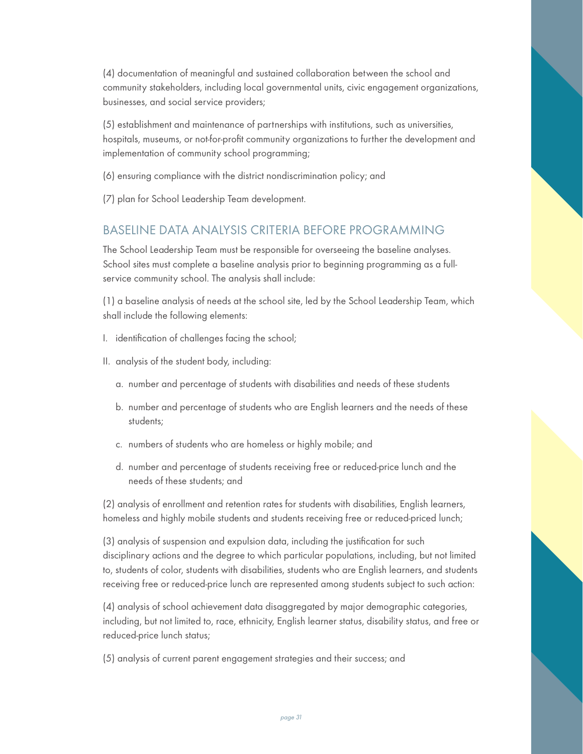(4) documentation of meaningful and sustained collaboration between the school and community stakeholders, including local governmental units, civic engagement organizations, businesses, and social service providers;

(5) establishment and maintenance of partnerships with institutions, such as universities, hospitals, museums, or not-for-profit community organizations to further the development and implementation of community school programming;

(6) ensuring compliance with the district nondiscrimination policy; and

(7) plan for School Leadership Team development.

## BASELINE DATA ANALYSIS CRITERIA BEFORE PROGRAMMING

The School Leadership Team must be responsible for overseeing the baseline analyses. School sites must complete a baseline analysis prior to beginning programming as a full-service community school. The analysis shall include:

(1) a baseline analysis of needs at the school site, led by the School Leadership Team, which shall include the following elements:

I. identification of challenges facing the school;

II. analysis of the student body, including:

   a. number and percentage of students with disabilities and needs of these students

   b. number and percentage of students who are English learners and the needs of these students;

   c. numbers of students who are homeless or highly mobile; and

   d. number and percentage of students receiving free or reduced-price lunch and the needs of these students; and

(2) analysis of enrollment and retention rates for students with disabilities, English learners, homeless and highly mobile students and students receiving free or reduced-priced lunch;

(3) analysis of suspension and expulsion data, including the justification for such disciplinary actions and the degree to which particular populations, including, but not limited to, students of color, students with disabilities, students who are English learners, and students receiving free or reduced-price lunch are represented among students subject to such action:

(4) analysis of school achievement data disaggregated by major demographic categories, including, but not limited to, race, ethnicity, English learner status, disability status, and free or reduced-price lunch status;

(5) analysis of current parent engagement strategies and their success; and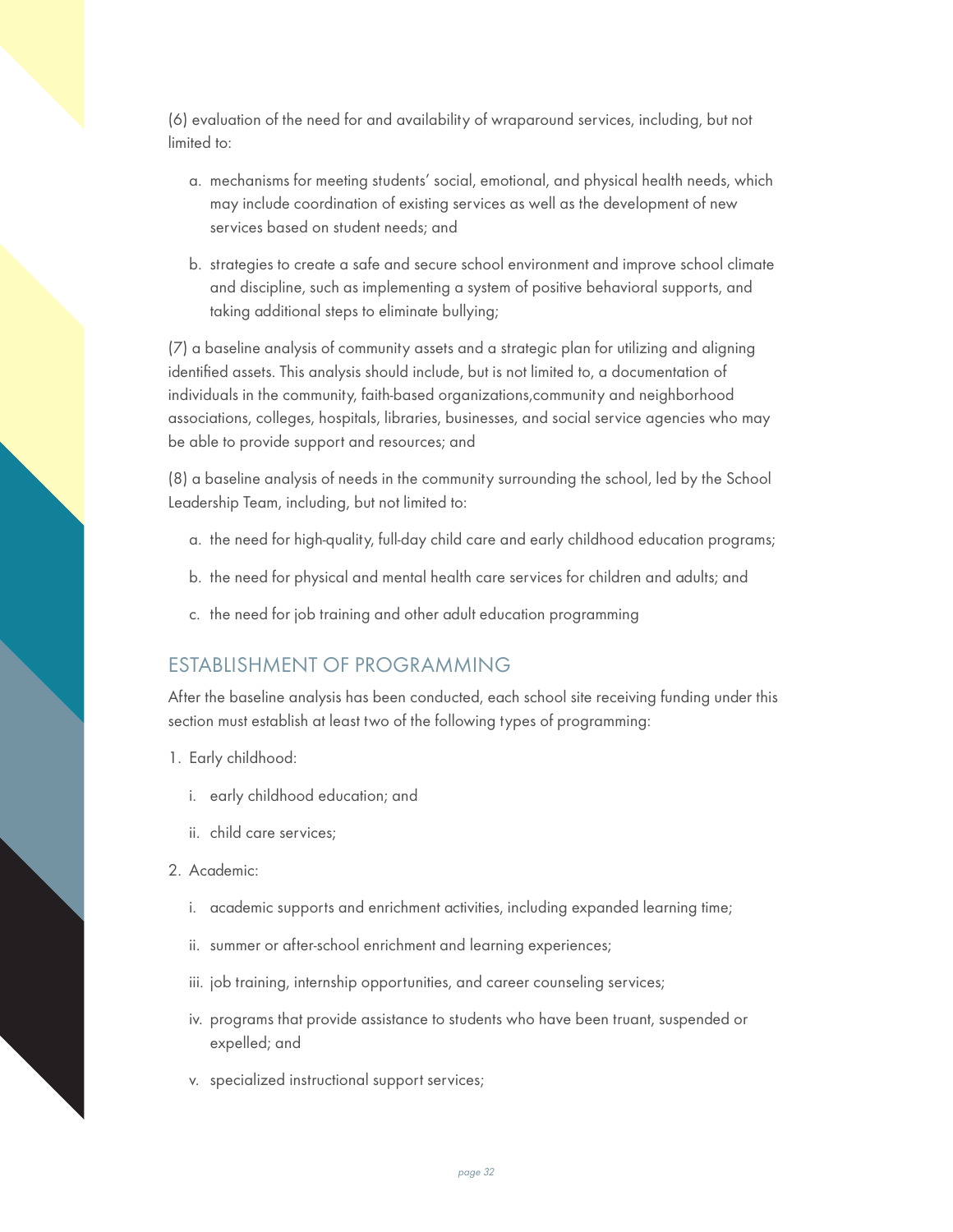(6) evaluation of the need for and availability of wraparound services, including, but not limited to:

a. mechanisms for meeting students' social, emotional, and physical health needs, which may include coordination of existing services as well as the development of new services based on student needs; and

b. strategies to create a safe and secure school environment and improve school climate and discipline, such as implementing a system of positive behavioral supports, and taking additional steps to eliminate bullying;

(7) a baseline analysis of community assets and a strategic plan for utilizing and aligning identified assets. This analysis should include, but is not limited to, a documentation of individuals in the community, faith-based organizations,community and neighborhood associations, colleges, hospitals, libraries, businesses, and social service agencies who may be able to provide support and resources; and

(8) a baseline analysis of needs in the community surrounding the school, led by the School Leadership Team, including, but not limited to:

a. the need for high-quality, full-day child care and early childhood education programs;

b. the need for physical and mental health care services for children and adults; and

c. the need for job training and other adult education programming

## ESTABLISHMENT OF PROGRAMMING

After the baseline analysis has been conducted, each school site receiving funding under this section must establish at least two of the following types of programming:

1. Early childhood:
   - i. early childhood education; and
   - ii. child care services;
2. Academic:
   - i. academic supports and enrichment activities, including expanded learning time;
   - ii. summer or after-school enrichment and learning experiences;
   - iii. job training, internship opportunities, and career counseling services;
   - iv. programs that provide assistance to students who have been truant, suspended or expelled; and
   - v. specialized instructional support services;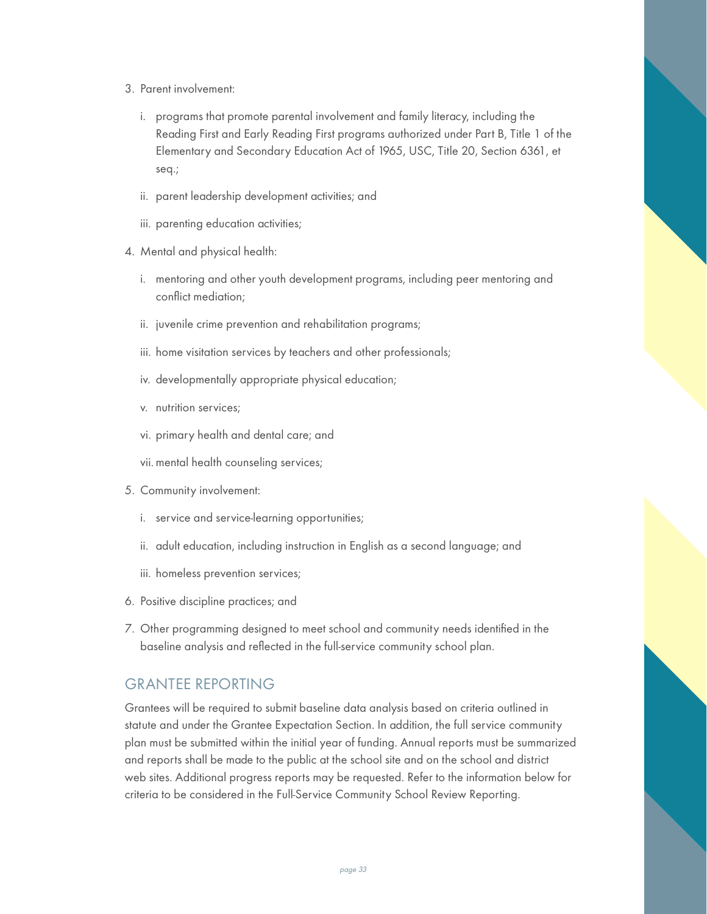3. Parent involvement:

   i. programs that promote parental involvement and family literacy, including the Reading First and Early Reading First programs authorized under Part B, Title 1 of the Elementary and Secondary Education Act of 1965, USC, Title 20, Section 6361, et seq.;

   ii. parent leadership development activities; and

   iii. parenting education activities;

4. Mental and physical health:

   i. mentoring and other youth development programs, including peer mentoring and conflict mediation;

   ii. juvenile crime prevention and rehabilitation programs;

   iii. home visitation services by teachers and other professionals;

   iv. developmentally appropriate physical education;

   v. nutrition services;

   vi. primary health and dental care; and

   vii. mental health counseling services;

5. Community involvement:

   i. service and service-learning opportunities;

   ii. adult education, including instruction in English as a second language; and

   iii. homeless prevention services;

6. Positive discipline practices; and

7. Other programming designed to meet school and community needs identified in the baseline analysis and reflected in the full-service community school plan.

## GRANTEE REPORTING

Grantees will be required to submit baseline data analysis based on criteria outlined in statute and under the Grantee Expectation Section. In addition, the full service community plan must be submitted within the initial year of funding. Annual reports must be summarized and reports shall be made to the public at the school site and on the school and district web sites. Additional progress reports may be requested. Refer to the information below for criteria to be considered in the Full-Service Community School Review Reporting.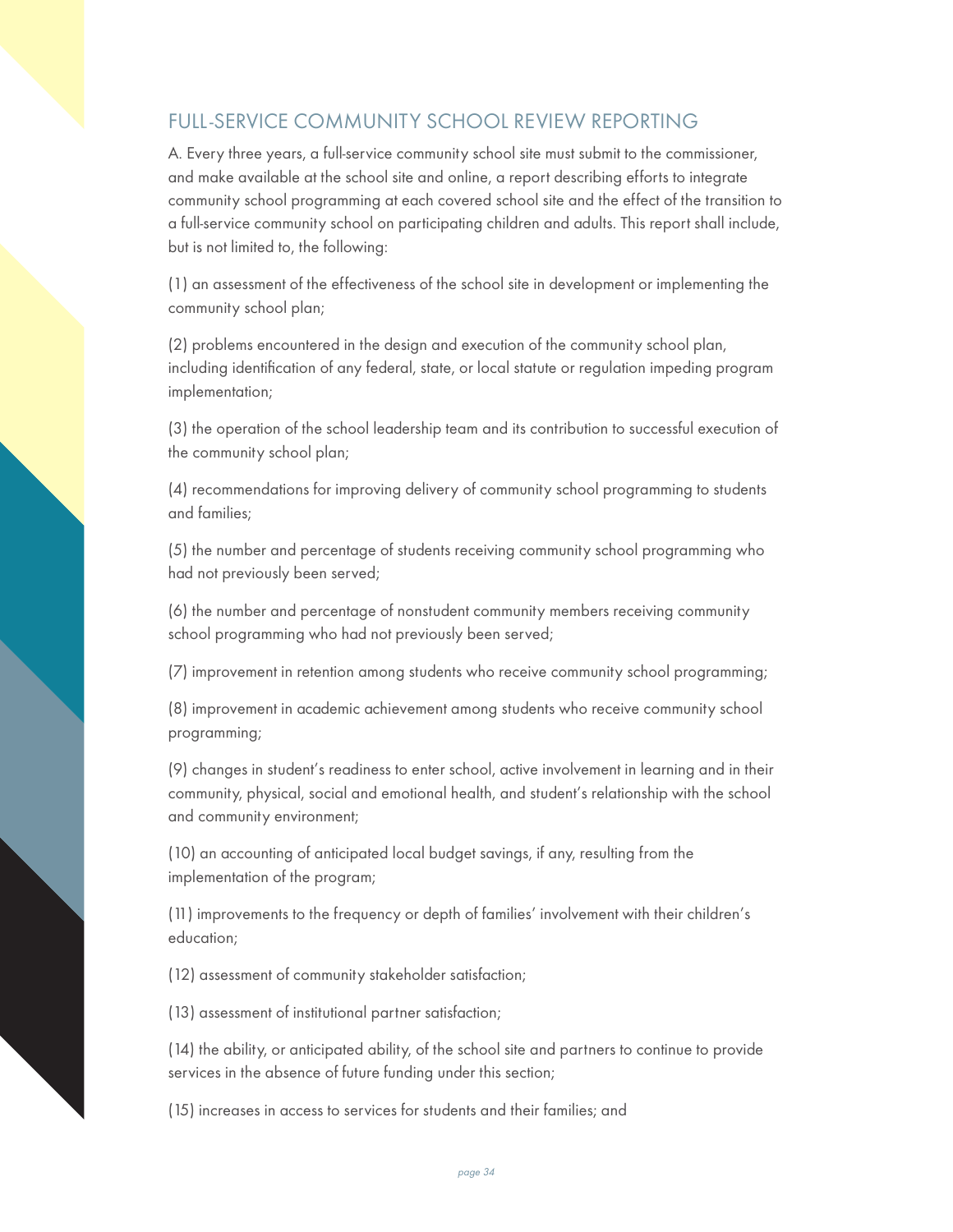## FULL-SERVICE COMMUNITY SCHOOL REVIEW REPORTING

A. Every three years, a full-service community school site must submit to the commissioner, and make available at the school site and online, a report describing efforts to integrate community school programming at each covered school site and the effect of the transition to a full-service community school on participating children and adults. This report shall include, but is not limited to, the following:

(1) an assessment of the effectiveness of the school site in development or implementing the community school plan;

(2) problems encountered in the design and execution of the community school plan, including identification of any federal, state, or local statute or regulation impeding program implementation;

(3) the operation of the school leadership team and its contribution to successful execution of the community school plan;

(4) recommendations for improving delivery of community school programming to students and families;

(5) the number and percentage of students receiving community school programming who had not previously been served;

(6) the number and percentage of nonstudent community members receiving community school programming who had not previously been served;

(7) improvement in retention among students who receive community school programming;

(8) improvement in academic achievement among students who receive community school programming;

(9) changes in student's readiness to enter school, active involvement in learning and in their community, physical, social and emotional health, and student's relationship with the school and community environment;

(10) an accounting of anticipated local budget savings, if any, resulting from the implementation of the program;

(11) improvements to the frequency or depth of families' involvement with their children's education;

(12) assessment of community stakeholder satisfaction;

(13) assessment of institutional partner satisfaction;

(14) the ability, or anticipated ability, of the school site and partners to continue to provide services in the absence of future funding under this section;

(15) increases in access to services for students and their families; and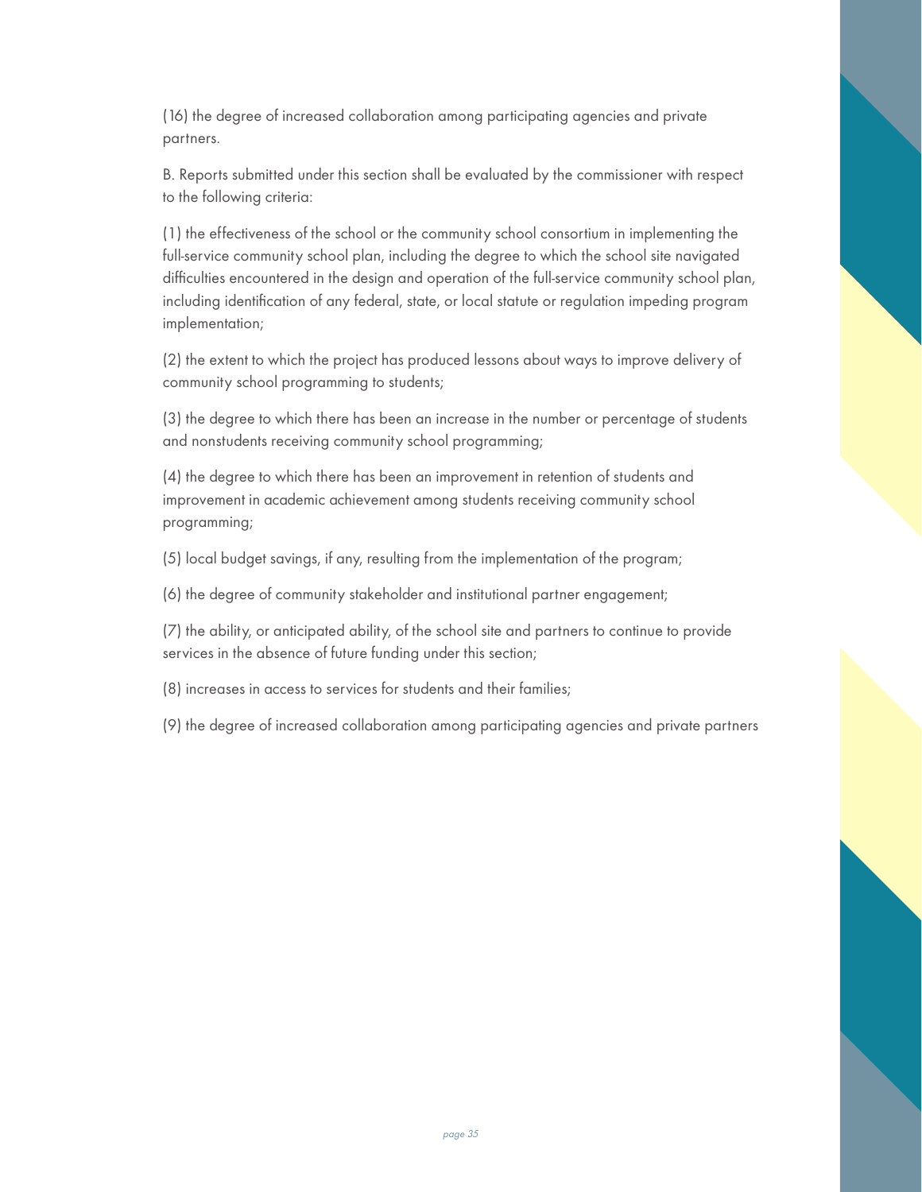(16) the degree of increased collaboration among participating agencies and private partners.

B. Reports submitted under this section shall be evaluated by the commissioner with respect to the following criteria:

(1) the effectiveness of the school or the community school consortium in implementing the full-service community school plan, including the degree to which the school site navigated difficulties encountered in the design and operation of the full-service community school plan, including identification of any federal, state, or local statute or regulation impeding program implementation;

(2) the extent to which the project has produced lessons about ways to improve delivery of community school programming to students;

(3) the degree to which there has been an increase in the number or percentage of students and nonstudents receiving community school programming;

(4) the degree to which there has been an improvement in retention of students and improvement in academic achievement among students receiving community school programming;

(5) local budget savings, if any, resulting from the implementation of the program;

(6) the degree of community stakeholder and institutional partner engagement;

(7) the ability, or anticipated ability, of the school site and partners to continue to provide services in the absence of future funding under this section;

(8) increases in access to services for students and their families;

(9) the degree of increased collaboration among participating agencies and private partners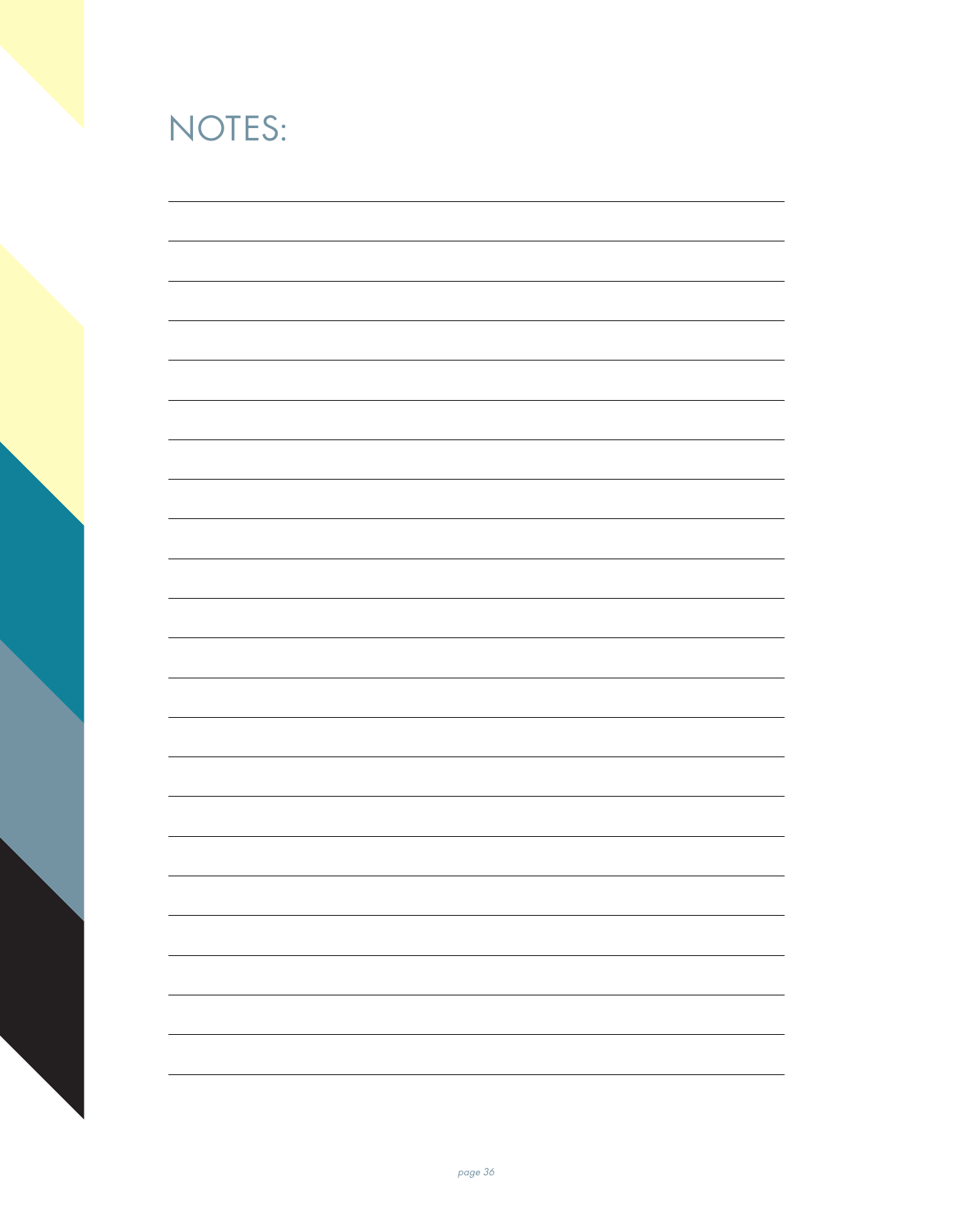# NOTES: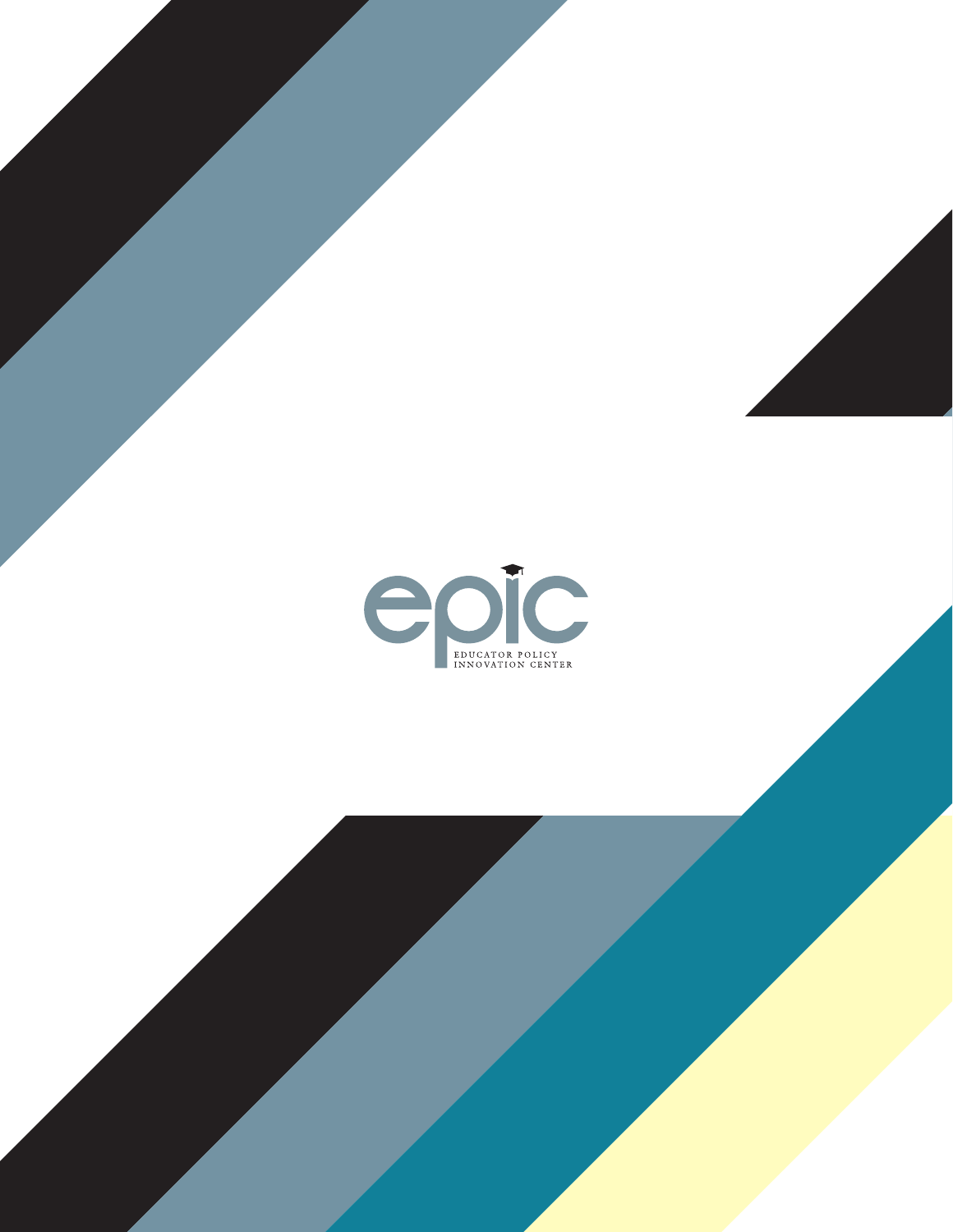epic

EDUCATOR POLICY
INNOVATION CENTER